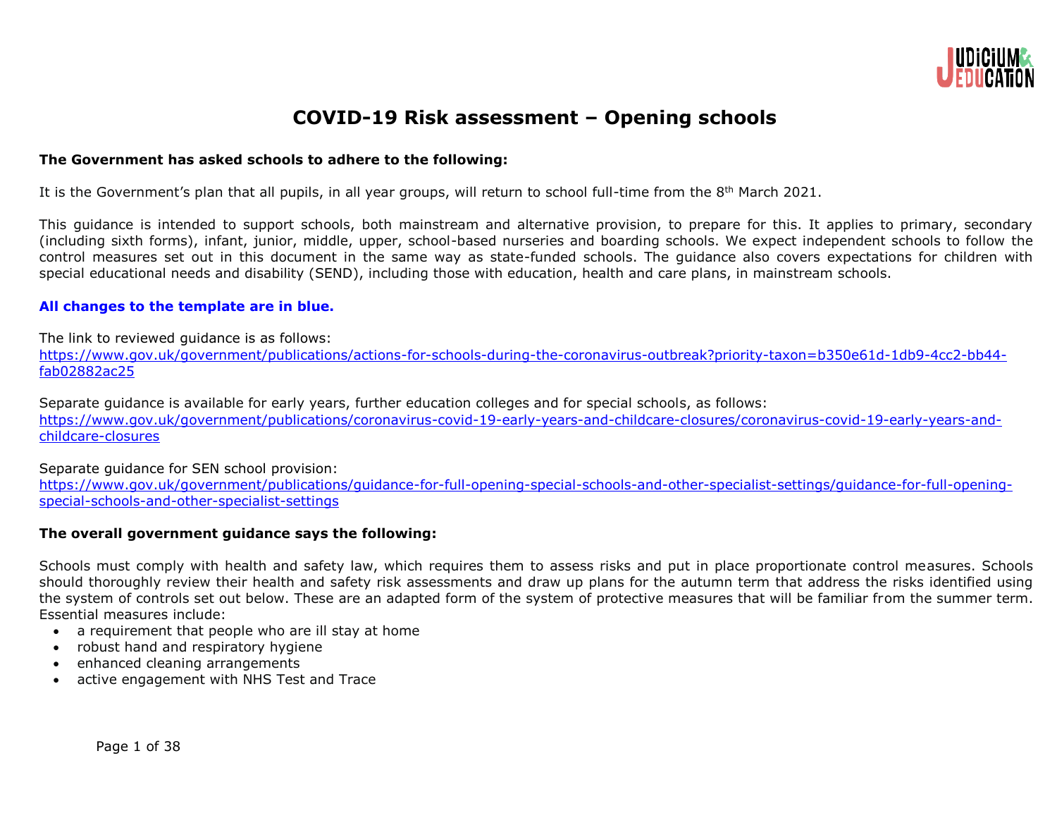# COVID-19 Risk assessment – Opening schools

**The Government has asked schools to adhere to the following:**

It is the Government's plan that all pupils, in all year groups, will return to school full-time from the 8th March 2021.

This guidance is intended to support schools, both mainstream and alternative provision, to prepare for this. It applies to primary, secondary (including sixth forms), infant, junior, middle, upper, school-based nurseries and boarding schools. We expect independent schools to follow the control measures set out in this document in the same way as state-funded schools. The guidance also covers expectations for children with special educational needs and disability (SEND), including those with education, health and care plans, in mainstream schools.

**All changes to the template are in blue.**

The link to reviewed guidance is as follows:
https://www.gov.uk/government/publications/actions-for-schools-during-the-coronavirus-outbreak?priority-taxon=b350e61d-1db9-4cc2-bb44-fab02882ac25

Separate guidance is available for early years, further education colleges and for special schools, as follows:
https://www.gov.uk/government/publications/coronavirus-covid-19-early-years-and-childcare-closures/coronavirus-covid-19-early-years-and-childcare-closures

Separate guidance for SEN school provision:
https://www.gov.uk/government/publications/guidance-for-full-opening-special-schools-and-other-specialist-settings/guidance-for-full-opening-special-schools-and-other-specialist-settings

**The overall government guidance says the following:**

Schools must comply with health and safety law, which requires them to assess risks and put in place proportionate control measures. Schools should thoroughly review their health and safety risk assessments and draw up plans for the autumn term that address the risks identified using the system of controls set out below. These are an adapted form of the system of protective measures that will be familiar from the summer term. Essential measures include:

- a requirement that people who are ill stay at home
- robust hand and respiratory hygiene
- enhanced cleaning arrangements
- active engagement with NHS Test and Trace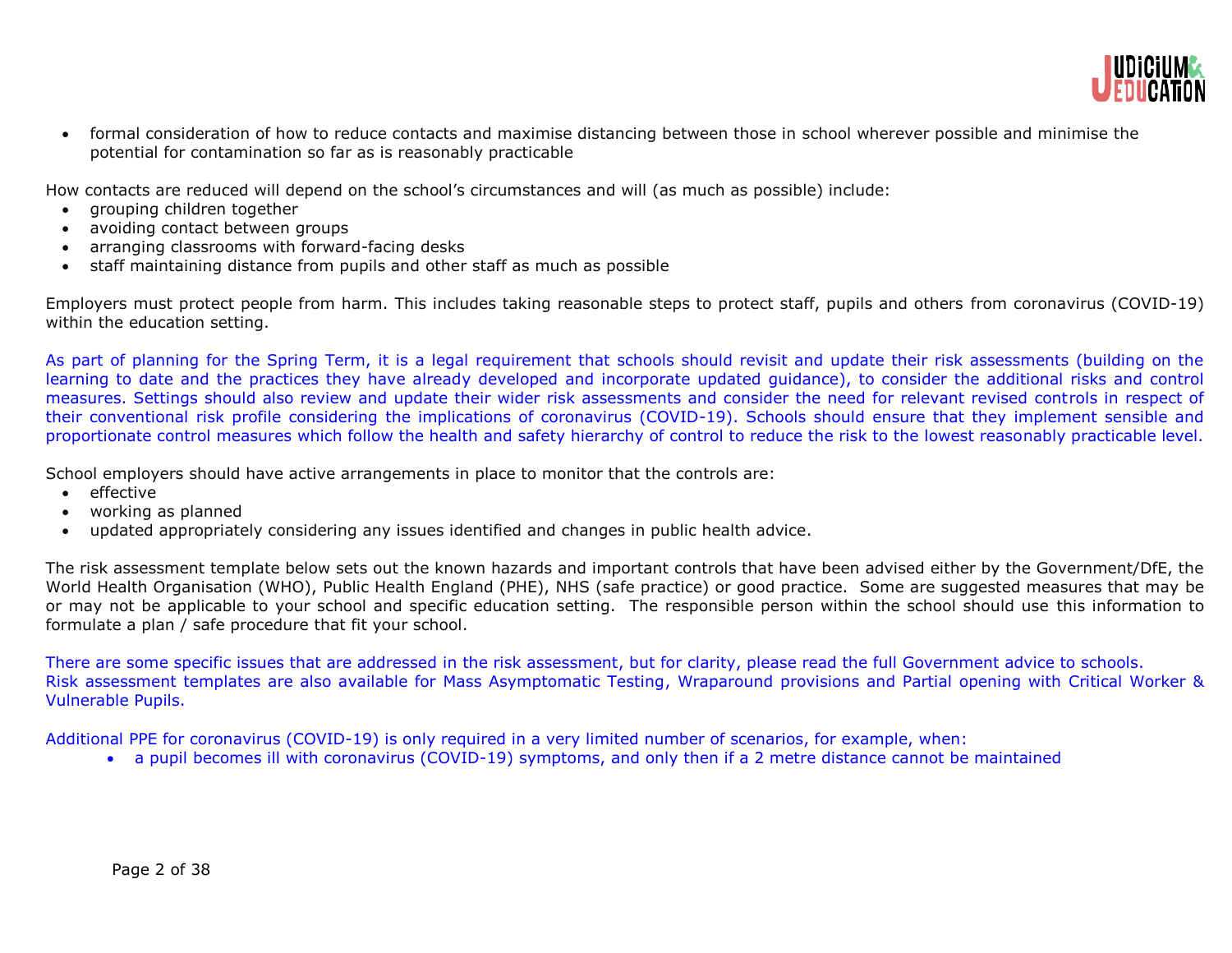- formal consideration of how to reduce contacts and maximise distancing between those in school wherever possible and minimise the potential for contamination so far as is reasonably practicable

How contacts are reduced will depend on the school's circumstances and will (as much as possible) include:

- grouping children together
- avoiding contact between groups
- arranging classrooms with forward-facing desks
- staff maintaining distance from pupils and other staff as much as possible

Employers must protect people from harm. This includes taking reasonable steps to protect staff, pupils and others from coronavirus (COVID-19) within the education setting.

As part of planning for the Spring Term, it is a legal requirement that schools should revisit and update their risk assessments (building on the learning to date and the practices they have already developed and incorporate updated guidance), to consider the additional risks and control measures. Settings should also review and update their wider risk assessments and consider the need for relevant revised controls in respect of their conventional risk profile considering the implications of coronavirus (COVID-19). Schools should ensure that they implement sensible and proportionate control measures which follow the health and safety hierarchy of control to reduce the risk to the lowest reasonably practicable level.

School employers should have active arrangements in place to monitor that the controls are:

- effective
- working as planned
- updated appropriately considering any issues identified and changes in public health advice.

The risk assessment template below sets out the known hazards and important controls that have been advised either by the Government/DfE, the World Health Organisation (WHO), Public Health England (PHE), NHS (safe practice) or good practice. Some are suggested measures that may be or may not be applicable to your school and specific education setting. The responsible person within the school should use this information to formulate a plan / safe procedure that fit your school.

There are some specific issues that are addressed in the risk assessment, but for clarity, please read the full Government advice to schools.
Risk assessment templates are also available for Mass Asymptomatic Testing, Wraparound provisions and Partial opening with Critical Worker & Vulnerable Pupils.

Additional PPE for coronavirus (COVID-19) is only required in a very limited number of scenarios, for example, when:

- a pupil becomes ill with coronavirus (COVID-19) symptoms, and only then if a 2 metre distance cannot be maintained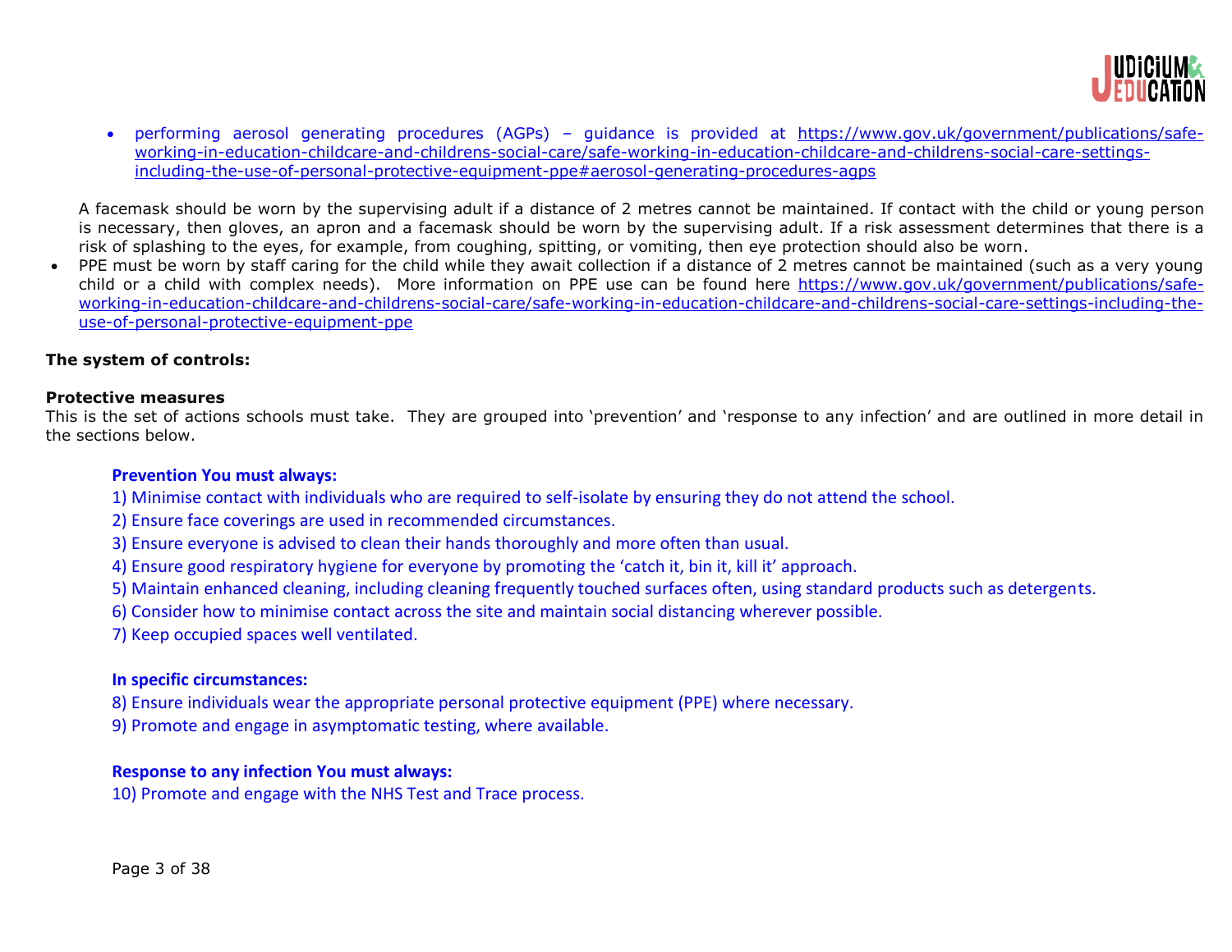- performing aerosol generating procedures (AGPs) – guidance is provided at https://www.gov.uk/government/publications/safe-working-in-education-childcare-and-childrens-social-care/safe-working-in-education-childcare-and-childrens-social-care-settings-including-the-use-of-personal-protective-equipment-ppe#aerosol-generating-procedures-agps

A facemask should be worn by the supervising adult if a distance of 2 metres cannot be maintained. If contact with the child or young person is necessary, then gloves, an apron and a facemask should be worn by the supervising adult. If a risk assessment determines that there is a risk of splashing to the eyes, for example, from coughing, spitting, or vomiting, then eye protection should also be worn.

- PPE must be worn by staff caring for the child while they await collection if a distance of 2 metres cannot be maintained (such as a very young child or a child with complex needs). More information on PPE use can be found here https://www.gov.uk/government/publications/safe-working-in-education-childcare-and-childrens-social-care/safe-working-in-education-childcare-and-childrens-social-care-settings-including-the-use-of-personal-protective-equipment-ppe

**The system of controls:**

**Protective measures**
This is the set of actions schools must take. They are grouped into 'prevention' and 'response to any infection' and are outlined in more detail in the sections below.

**Prevention You must always:**

1) Minimise contact with individuals who are required to self-isolate by ensuring they do not attend the school.
2) Ensure face coverings are used in recommended circumstances.
3) Ensure everyone is advised to clean their hands thoroughly and more often than usual.
4) Ensure good respiratory hygiene for everyone by promoting the 'catch it, bin it, kill it' approach.
5) Maintain enhanced cleaning, including cleaning frequently touched surfaces often, using standard products such as detergents.
6) Consider how to minimise contact across the site and maintain social distancing wherever possible.
7) Keep occupied spaces well ventilated.

**In specific circumstances:**

8) Ensure individuals wear the appropriate personal protective equipment (PPE) where necessary.
9) Promote and engage in asymptomatic testing, where available.

**Response to any infection You must always:**

10) Promote and engage with the NHS Test and Trace process.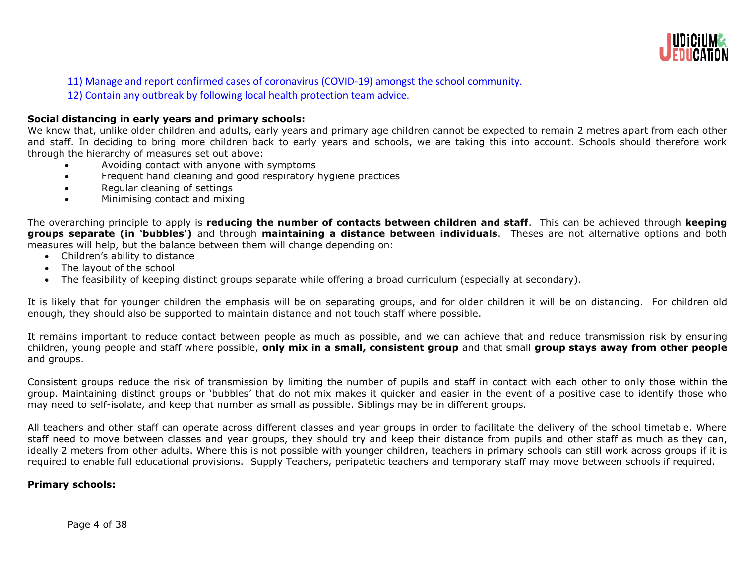11) Manage and report confirmed cases of coronavirus (COVID-19) amongst the school community.

12) Contain any outbreak by following local health protection team advice.

**Social distancing in early years and primary schools:**

We know that, unlike older children and adults, early years and primary age children cannot be expected to remain 2 metres apart from each other and staff. In deciding to bring more children back to early years and schools, we are taking this into account. Schools should therefore work through the hierarchy of measures set out above:

- Avoiding contact with anyone with symptoms
- Frequent hand cleaning and good respiratory hygiene practices
- Regular cleaning of settings
- Minimising contact and mixing

The overarching principle to apply is **reducing the number of contacts between children and staff**. This can be achieved through **keeping groups separate (in 'bubbles')** and through **maintaining a distance between individuals**. Theses are not alternative options and both measures will help, but the balance between them will change depending on:

- Children's ability to distance
- The layout of the school
- The feasibility of keeping distinct groups separate while offering a broad curriculum (especially at secondary).

It is likely that for younger children the emphasis will be on separating groups, and for older children it will be on distancing. For children old enough, they should also be supported to maintain distance and not touch staff where possible.

It remains important to reduce contact between people as much as possible, and we can achieve that and reduce transmission risk by ensuring children, young people and staff where possible, **only mix in a small, consistent group** and that small **group stays away from other people** and groups.

Consistent groups reduce the risk of transmission by limiting the number of pupils and staff in contact with each other to only those within the group. Maintaining distinct groups or 'bubbles' that do not mix makes it quicker and easier in the event of a positive case to identify those who may need to self-isolate, and keep that number as small as possible. Siblings may be in different groups.

All teachers and other staff can operate across different classes and year groups in order to facilitate the delivery of the school timetable. Where staff need to move between classes and year groups, they should try and keep their distance from pupils and other staff as much as they can, ideally 2 meters from other adults. Where this is not possible with younger children, teachers in primary schools can still work across groups if it is required to enable full educational provisions. Supply Teachers, peripatetic teachers and temporary staff may move between schools if required.

**Primary schools:**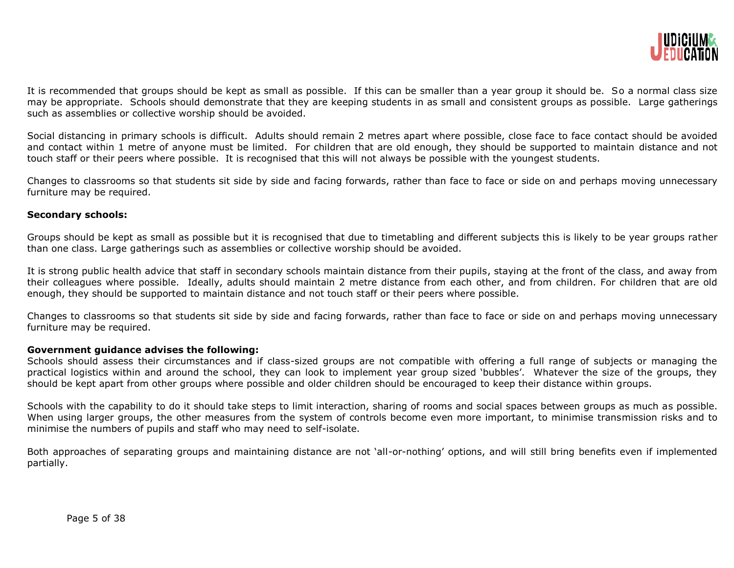It is recommended that groups should be kept as small as possible. If this can be smaller than a year group it should be. So a normal class size may be appropriate. Schools should demonstrate that they are keeping students in as small and consistent groups as possible. Large gatherings such as assemblies or collective worship should be avoided.

Social distancing in primary schools is difficult. Adults should remain 2 metres apart where possible, close face to face contact should be avoided and contact within 1 metre of anyone must be limited. For children that are old enough, they should be supported to maintain distance and not touch staff or their peers where possible. It is recognised that this will not always be possible with the youngest students.

Changes to classrooms so that students sit side by side and facing forwards, rather than face to face or side on and perhaps moving unnecessary furniture may be required.

**Secondary schools:**

Groups should be kept as small as possible but it is recognised that due to timetabling and different subjects this is likely to be year groups rather than one class. Large gatherings such as assemblies or collective worship should be avoided.

It is strong public health advice that staff in secondary schools maintain distance from their pupils, staying at the front of the class, and away from their colleagues where possible. Ideally, adults should maintain 2 metre distance from each other, and from children. For children that are old enough, they should be supported to maintain distance and not touch staff or their peers where possible.

Changes to classrooms so that students sit side by side and facing forwards, rather than face to face or side on and perhaps moving unnecessary furniture may be required.

**Government guidance advises the following:**

Schools should assess their circumstances and if class-sized groups are not compatible with offering a full range of subjects or managing the practical logistics within and around the school, they can look to implement year group sized 'bubbles'. Whatever the size of the groups, they should be kept apart from other groups where possible and older children should be encouraged to keep their distance within groups.

Schools with the capability to do it should take steps to limit interaction, sharing of rooms and social spaces between groups as much as possible. When using larger groups, the other measures from the system of controls become even more important, to minimise transmission risks and to minimise the numbers of pupils and staff who may need to self-isolate.

Both approaches of separating groups and maintaining distance are not 'all-or-nothing' options, and will still bring benefits even if implemented partially.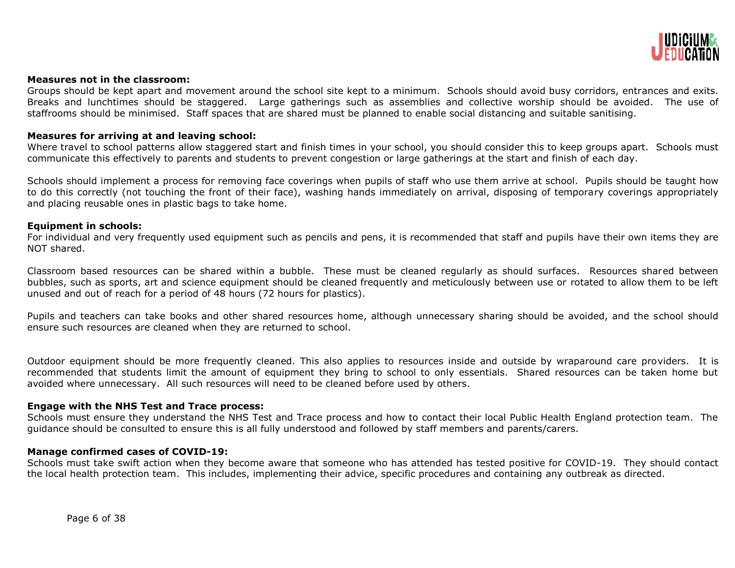**Measures not in the classroom:**
Groups should be kept apart and movement around the school site kept to a minimum. Schools should avoid busy corridors, entrances and exits. Breaks and lunchtimes should be staggered. Large gatherings such as assemblies and collective worship should be avoided. The use of staffrooms should be minimised. Staff spaces that are shared must be planned to enable social distancing and suitable sanitising.

**Measures for arriving at and leaving school:**
Where travel to school patterns allow staggered start and finish times in your school, you should consider this to keep groups apart. Schools must communicate this effectively to parents and students to prevent congestion or large gatherings at the start and finish of each day.

Schools should implement a process for removing face coverings when pupils of staff who use them arrive at school. Pupils should be taught how to do this correctly (not touching the front of their face), washing hands immediately on arrival, disposing of temporary coverings appropriately and placing reusable ones in plastic bags to take home.

**Equipment in schools:**
For individual and very frequently used equipment such as pencils and pens, it is recommended that staff and pupils have their own items they are NOT shared.

Classroom based resources can be shared within a bubble. These must be cleaned regularly as should surfaces. Resources shared between bubbles, such as sports, art and science equipment should be cleaned frequently and meticulously between use or rotated to allow them to be left unused and out of reach for a period of 48 hours (72 hours for plastics).

Pupils and teachers can take books and other shared resources home, although unnecessary sharing should be avoided, and the school should ensure such resources are cleaned when they are returned to school.

Outdoor equipment should be more frequently cleaned. This also applies to resources inside and outside by wraparound care providers. It is recommended that students limit the amount of equipment they bring to school to only essentials. Shared resources can be taken home but avoided where unnecessary. All such resources will need to be cleaned before used by others.

**Engage with the NHS Test and Trace process:**
Schools must ensure they understand the NHS Test and Trace process and how to contact their local Public Health England protection team. The guidance should be consulted to ensure this is all fully understood and followed by staff members and parents/carers.

**Manage confirmed cases of COVID-19:**
Schools must take swift action when they become aware that someone who has attended has tested positive for COVID-19. They should contact the local health protection team. This includes, implementing their advice, specific procedures and containing any outbreak as directed.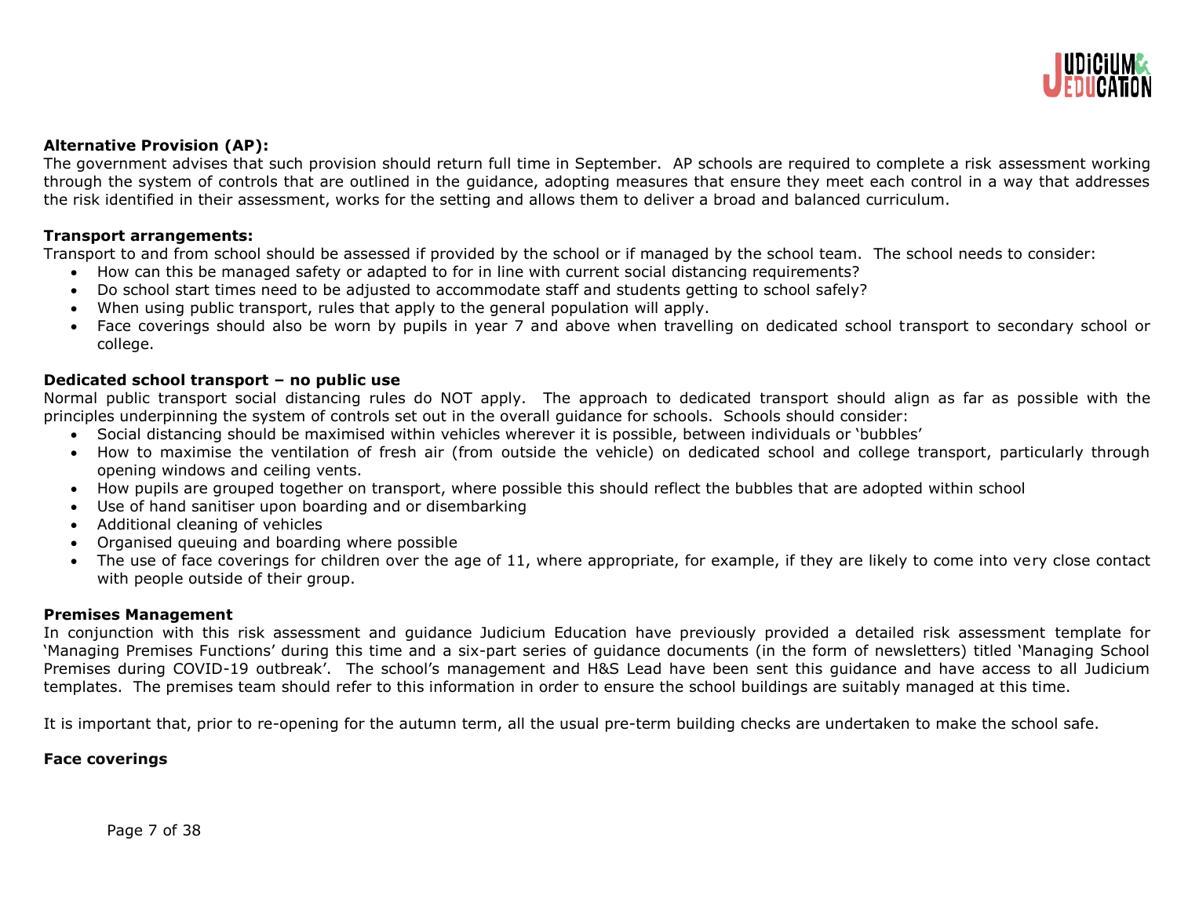**Alternative Provision (AP):**

The government advises that such provision should return full time in September. AP schools are required to complete a risk assessment working through the system of controls that are outlined in the guidance, adopting measures that ensure they meet each control in a way that addresses the risk identified in their assessment, works for the setting and allows them to deliver a broad and balanced curriculum.

**Transport arrangements:**

Transport to and from school should be assessed if provided by the school or if managed by the school team. The school needs to consider:

- How can this be managed safety or adapted to for in line with current social distancing requirements?
- Do school start times need to be adjusted to accommodate staff and students getting to school safely?
- When using public transport, rules that apply to the general population will apply.
- Face coverings should also be worn by pupils in year 7 and above when travelling on dedicated school transport to secondary school or college.

**Dedicated school transport – no public use**

Normal public transport social distancing rules do NOT apply. The approach to dedicated transport should align as far as possible with the principles underpinning the system of controls set out in the overall guidance for schools. Schools should consider:

- Social distancing should be maximised within vehicles wherever it is possible, between individuals or 'bubbles'
- How to maximise the ventilation of fresh air (from outside the vehicle) on dedicated school and college transport, particularly through opening windows and ceiling vents.
- How pupils are grouped together on transport, where possible this should reflect the bubbles that are adopted within school
- Use of hand sanitiser upon boarding and or disembarking
- Additional cleaning of vehicles
- Organised queuing and boarding where possible
- The use of face coverings for children over the age of 11, where appropriate, for example, if they are likely to come into very close contact with people outside of their group.

**Premises Management**

In conjunction with this risk assessment and guidance Judicium Education have previously provided a detailed risk assessment template for 'Managing Premises Functions' during this time and a six-part series of guidance documents (in the form of newsletters) titled 'Managing School Premises during COVID-19 outbreak'. The school's management and H&S Lead have been sent this guidance and have access to all Judicium templates. The premises team should refer to this information in order to ensure the school buildings are suitably managed at this time.

It is important that, prior to re-opening for the autumn term, all the usual pre-term building checks are undertaken to make the school safe.

**Face coverings**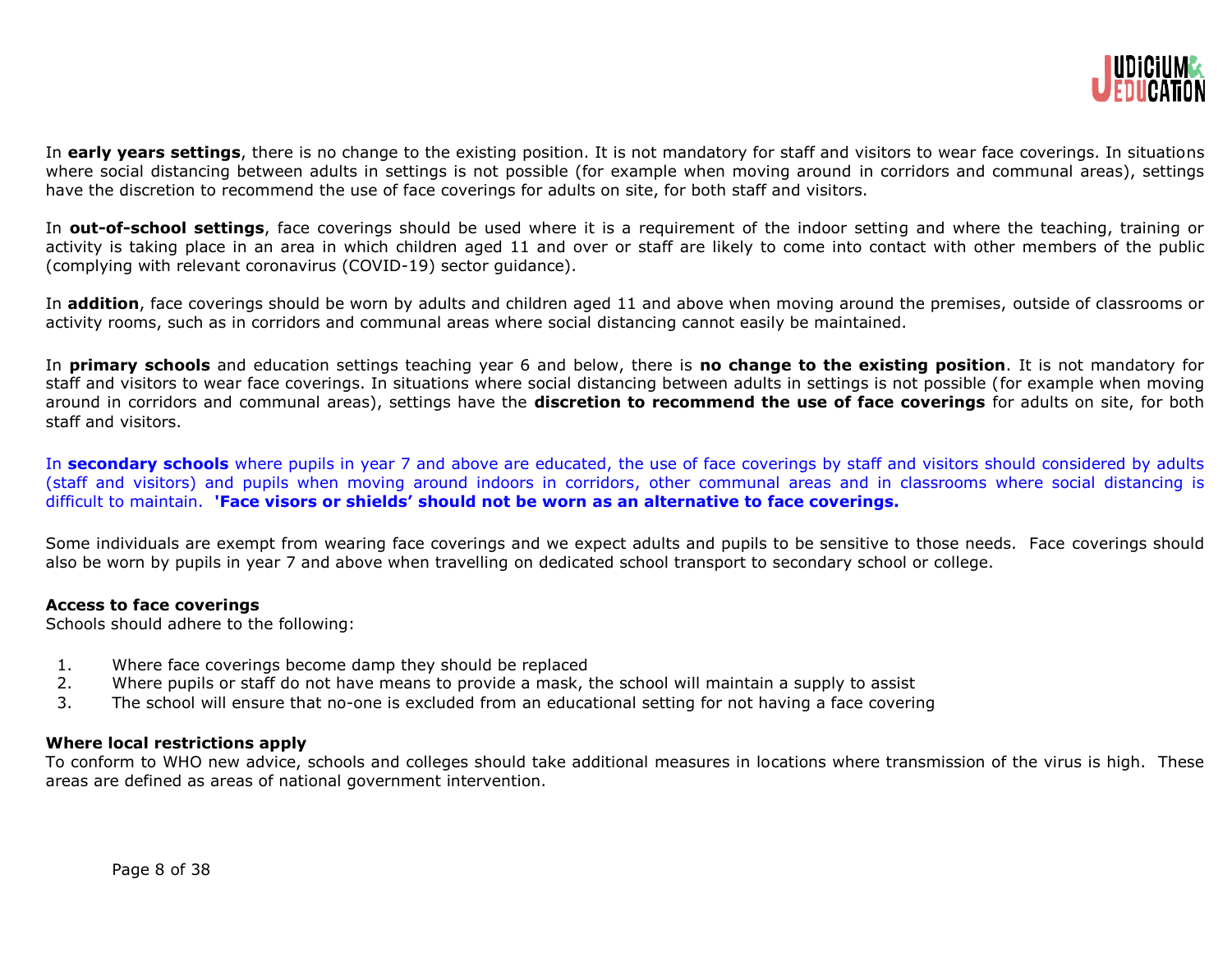In **early years settings**, there is no change to the existing position. It is not mandatory for staff and visitors to wear face coverings. In situations where social distancing between adults in settings is not possible (for example when moving around in corridors and communal areas), settings have the discretion to recommend the use of face coverings for adults on site, for both staff and visitors.

In **out-of-school settings**, face coverings should be used where it is a requirement of the indoor setting and where the teaching, training or activity is taking place in an area in which children aged 11 and over or staff are likely to come into contact with other members of the public (complying with relevant coronavirus (COVID-19) sector guidance).

In **addition**, face coverings should be worn by adults and children aged 11 and above when moving around the premises, outside of classrooms or activity rooms, such as in corridors and communal areas where social distancing cannot easily be maintained.

In **primary schools** and education settings teaching year 6 and below, there is **no change to the existing position**. It is not mandatory for staff and visitors to wear face coverings. In situations where social distancing between adults in settings is not possible (for example when moving around in corridors and communal areas), settings have the **discretion to recommend the use of face coverings** for adults on site, for both staff and visitors.

In **secondary schools** where pupils in year 7 and above are educated, the use of face coverings by staff and visitors should considered by adults (staff and visitors) and pupils when moving around indoors in corridors, other communal areas and in classrooms where social distancing is difficult to maintain. **'Face visors or shields' should not be worn as an alternative to face coverings.**

Some individuals are exempt from wearing face coverings and we expect adults and pupils to be sensitive to those needs. Face coverings should also be worn by pupils in year 7 and above when travelling on dedicated school transport to secondary school or college.

**Access to face coverings**

Schools should adhere to the following:

1. Where face coverings become damp they should be replaced
2. Where pupils or staff do not have means to provide a mask, the school will maintain a supply to assist
3. The school will ensure that no-one is excluded from an educational setting for not having a face covering

**Where local restrictions apply**

To conform to WHO new advice, schools and colleges should take additional measures in locations where transmission of the virus is high. These areas are defined as areas of national government intervention.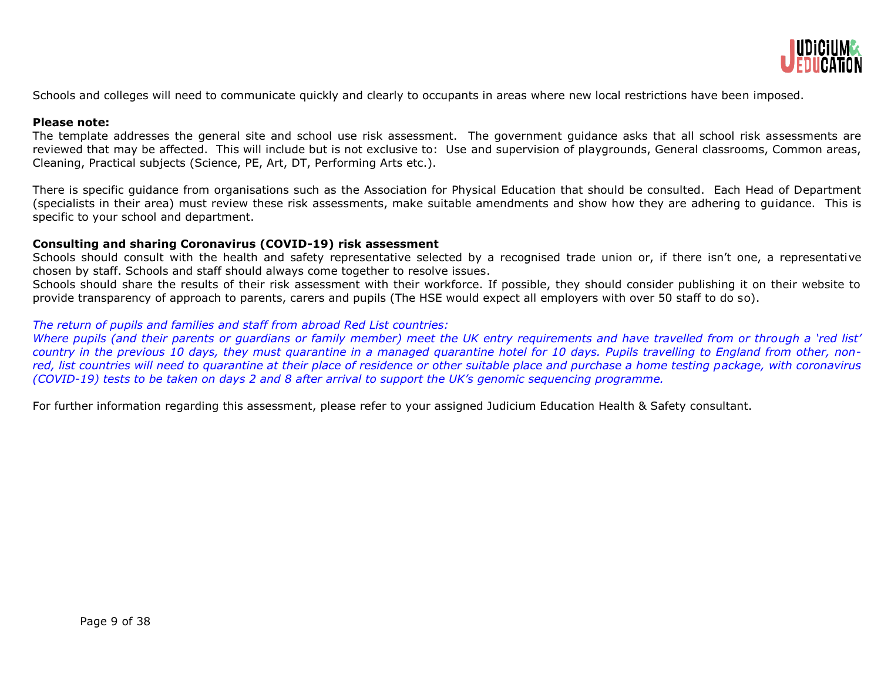Schools and colleges will need to communicate quickly and clearly to occupants in areas where new local restrictions have been imposed.

**Please note:**
The template addresses the general site and school use risk assessment. The government guidance asks that all school risk assessments are reviewed that may be affected. This will include but is not exclusive to: Use and supervision of playgrounds, General classrooms, Common areas, Cleaning, Practical subjects (Science, PE, Art, DT, Performing Arts etc.).

There is specific guidance from organisations such as the Association for Physical Education that should be consulted. Each Head of Department (specialists in their area) must review these risk assessments, make suitable amendments and show how they are adhering to guidance. This is specific to your school and department.

**Consulting and sharing Coronavirus (COVID-19) risk assessment**
Schools should consult with the health and safety representative selected by a recognised trade union or, if there isn't one, a representative chosen by staff. Schools and staff should always come together to resolve issues.
Schools should share the results of their risk assessment with their workforce. If possible, they should consider publishing it on their website to provide transparency of approach to parents, carers and pupils (The HSE would expect all employers with over 50 staff to do so).

*The return of pupils and families and staff from abroad Red List countries:*
*Where pupils (and their parents or guardians or family member) meet the UK entry requirements and have travelled from or through a 'red list' country in the previous 10 days, they must quarantine in a managed quarantine hotel for 10 days. Pupils travelling to England from other, non-red, list countries will need to quarantine at their place of residence or other suitable place and purchase a home testing package, with coronavirus (COVID-19) tests to be taken on days 2 and 8 after arrival to support the UK's genomic sequencing programme.*

For further information regarding this assessment, please refer to your assigned Judicium Education Health & Safety consultant.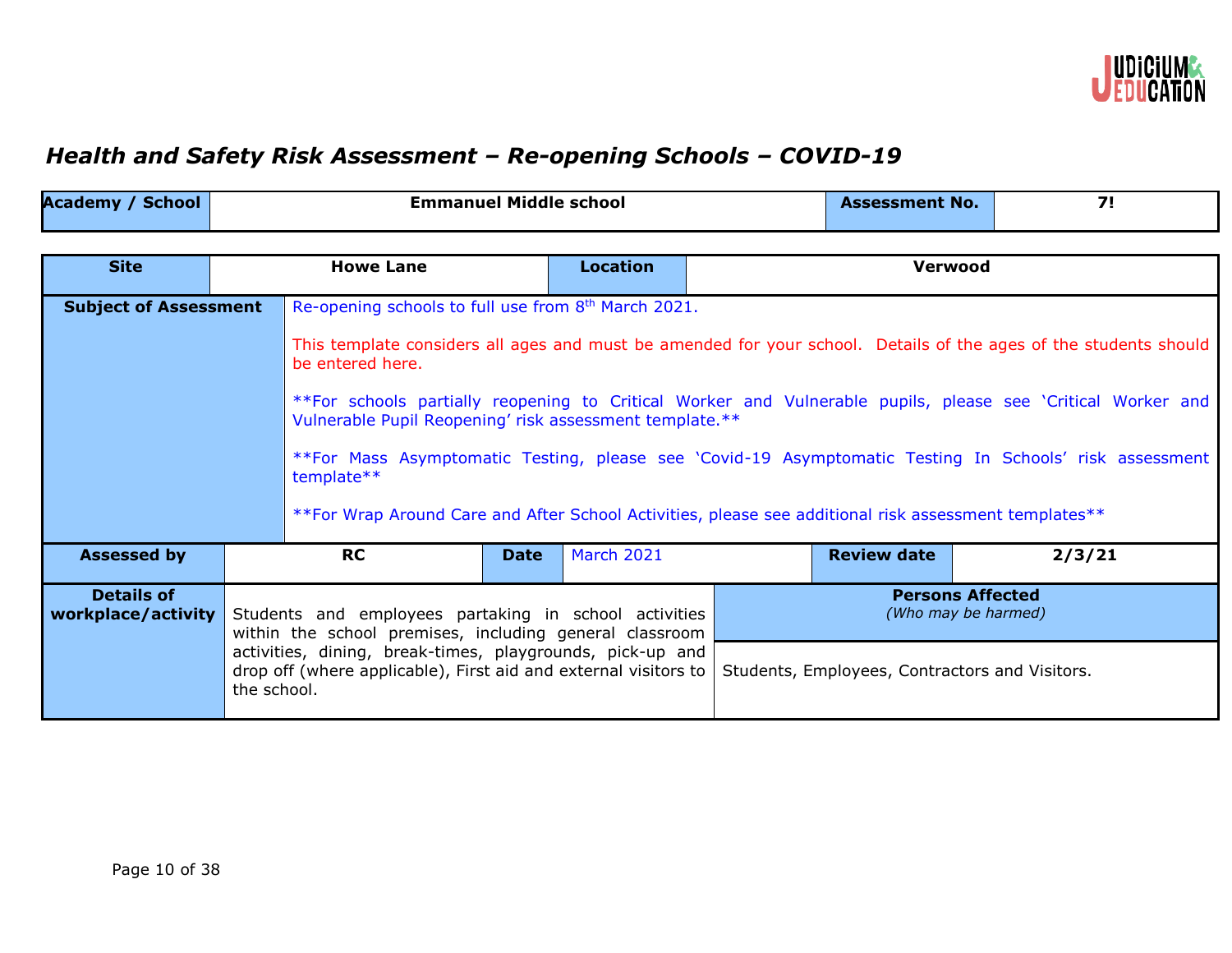## *Health and Safety Risk Assessment – Re-opening Schools – COVID-19*

| Academy / School | Emmanuel Middle school | Assessment No. | 7! |
|---|---|---|---|

| Site | Howe Lane | Location | Verwood |
|---|---|---|---|

| | |
|---|---|
| **Subject of Assessment** | Re-opening schools to full use from 8th March 2021.<br><br>This template considers all ages and must be amended for your school. Details of the ages of the students should be entered here.<br><br>**For schools partially reopening to Critical Worker and Vulnerable pupils, please see 'Critical Worker and Vulnerable Pupil Reopening' risk assessment template.**<br><br>**For Mass Asymptomatic Testing, please see 'Covid-19 Asymptomatic Testing In Schools' risk assessment template**<br><br>**For Wrap Around Care and After School Activities, please see additional risk assessment templates** |

| Assessed by | RC | Date | March 2021 | Review date | 2/3/21 |
|---|---|---|---|---|---|

| Details of workplace/activity | | Persons Affected *(Who may be harmed)* |
|---|---|---|
| | Students and employees partaking in school activities within the school premises, including general classroom activities, dining, break-times, playgrounds, pick-up and drop off (where applicable), First aid and external visitors to the school. | Students, Employees, Contractors and Visitors. |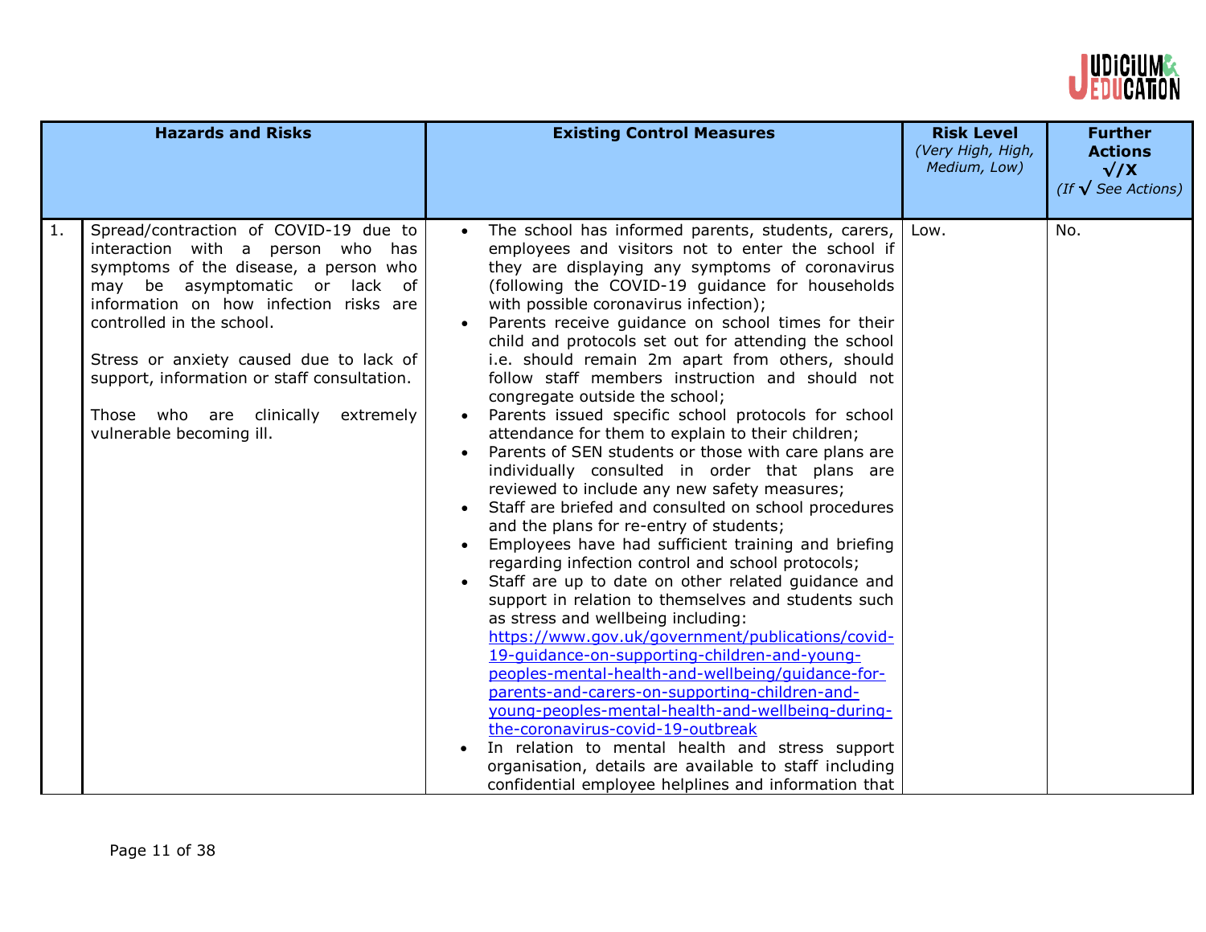| | Hazards and Risks | Existing Control Measures | Risk Level *(Very High, High, Medium, Low)* | Further Actions √/X *(If √ See Actions)* |
|---|---|---|---|---|
| 1. | Spread/contraction of COVID-19 due to interaction with a person who has symptoms of the disease, a person who may be asymptomatic or lack of information on how infection risks are controlled in the school.<br><br>Stress or anxiety caused due to lack of support, information or staff consultation.<br><br>Those who are clinically extremely vulnerable becoming ill. | • The school has informed parents, students, carers, employees and visitors not to enter the school if they are displaying any symptoms of coronavirus (following the COVID-19 guidance for households with possible coronavirus infection);<br>• Parents receive guidance on school times for their child and protocols set out for attending the school i.e. should remain 2m apart from others, should follow staff members instruction and should not congregate outside the school;<br>• Parents issued specific school protocols for school attendance for them to explain to their children;<br>• Parents of SEN students or those with care plans are individually consulted in order that plans are reviewed to include any new safety measures;<br>• Staff are briefed and consulted on school procedures and the plans for re-entry of students;<br>• Employees have had sufficient training and briefing regarding infection control and school protocols;<br>• Staff are up to date on other related guidance and support in relation to themselves and students such as stress and wellbeing including: https://www.gov.uk/government/publications/covid-19-guidance-on-supporting-children-and-young-peoples-mental-health-and-wellbeing/guidance-for-parents-and-carers-on-supporting-children-and-young-peoples-mental-health-and-wellbeing-during-the-coronavirus-covid-19-outbreak<br>• In relation to mental health and stress support organisation, details are available to staff including confidential employee helplines and information that | Low. | No. |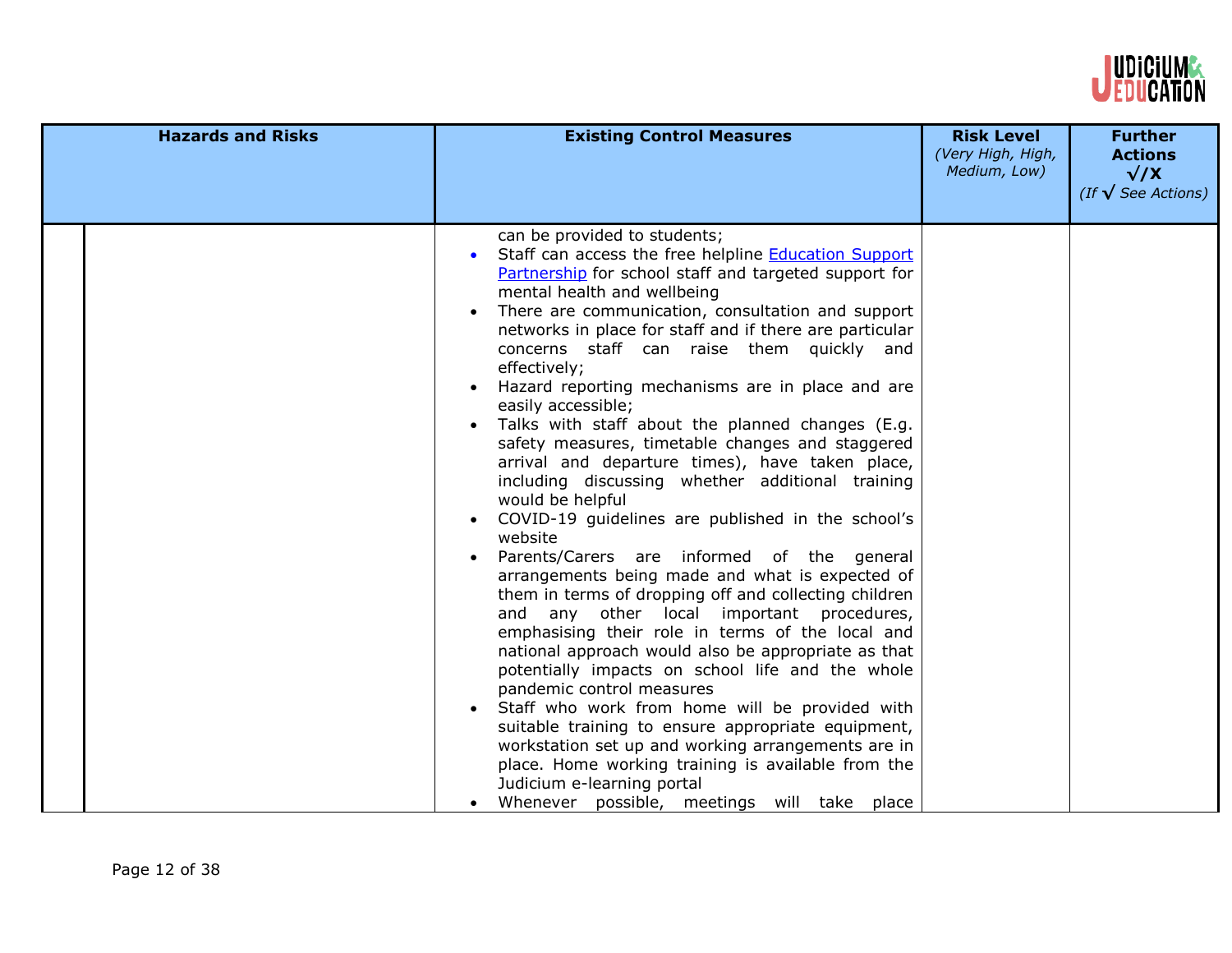| Hazards and Risks | Existing Control Measures | Risk Level *(Very High, High, Medium, Low)* | Further Actions √/X *(If √ See Actions)* |
|---|---|---|---|
| | can be provided to students;<br>• Staff can access the free helpline [Education Support Partnership]() for school staff and targeted support for mental health and wellbeing<br>• There are communication, consultation and support networks in place for staff and if there are particular concerns staff can raise them quickly and effectively;<br>• Hazard reporting mechanisms are in place and are easily accessible;<br>• Talks with staff about the planned changes (E.g. safety measures, timetable changes and staggered arrival and departure times), have taken place, including discussing whether additional training would be helpful<br>• COVID-19 guidelines are published in the school's website<br>• Parents/Carers are informed of the general arrangements being made and what is expected of them in terms of dropping off and collecting children and any other local important procedures, emphasising their role in terms of the local and national approach would also be appropriate as that potentially impacts on school life and the whole pandemic control measures<br>• Staff who work from home will be provided with suitable training to ensure appropriate equipment, workstation set up and working arrangements are in place. Home working training is available from the Judicium e-learning portal<br>• Whenever possible, meetings will take place | | |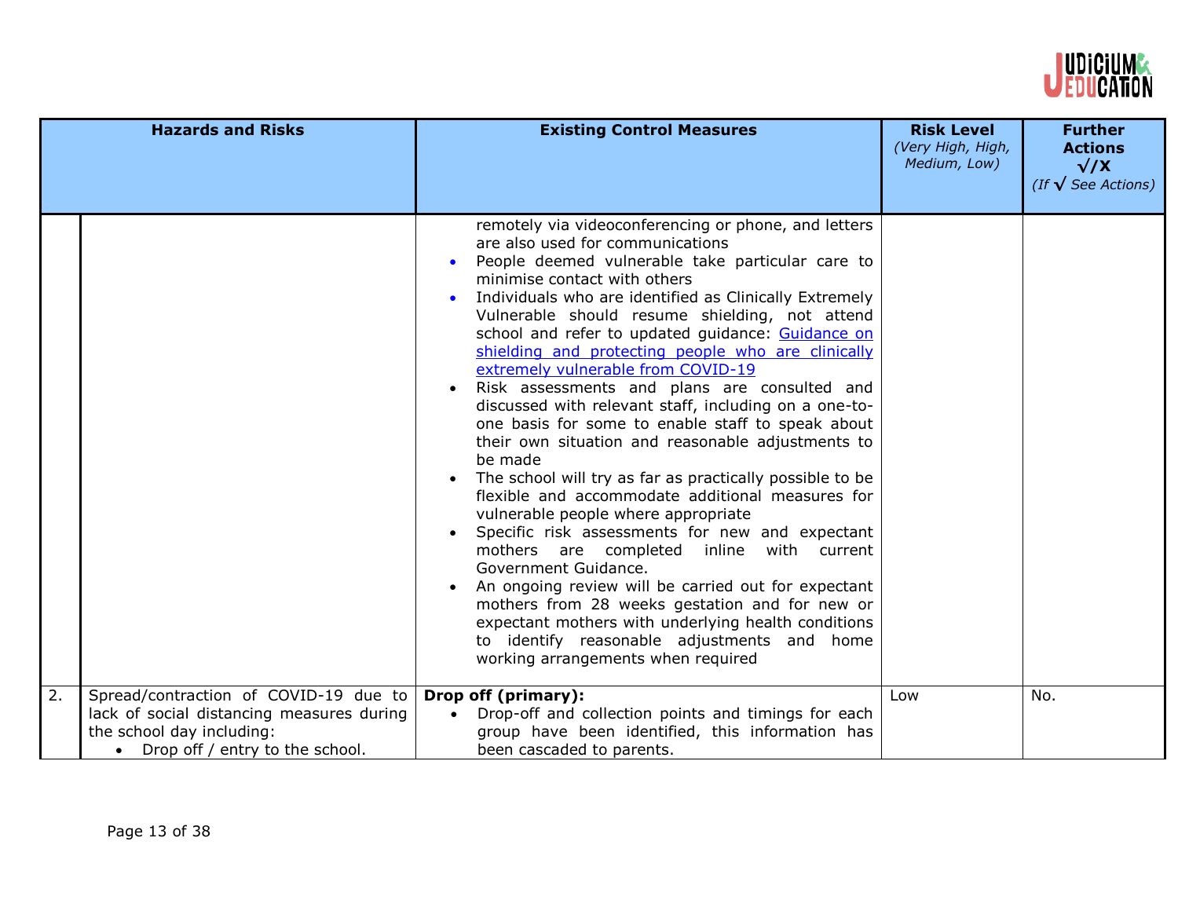| | Hazards and Risks | Existing Control Measures | Risk Level *(Very High, High, Medium, Low)* | Further Actions √/X *(If √ See Actions)* |
|---|---|---|---|---|
| | | remotely via videoconferencing or phone, and letters are also used for communications<br>• People deemed vulnerable take particular care to minimise contact with others<br>• Individuals who are identified as Clinically Extremely Vulnerable should resume shielding, not attend school and refer to updated guidance: [Guidance on shielding and protecting people who are clinically extremely vulnerable from COVID-19]()<br>• Risk assessments and plans are consulted and discussed with relevant staff, including on a one-to-one basis for some to enable staff to speak about their own situation and reasonable adjustments to be made<br>• The school will try as far as practically possible to be flexible and accommodate additional measures for vulnerable people where appropriate<br>• Specific risk assessments for new and expectant mothers are completed inline with current Government Guidance.<br>• An ongoing review will be carried out for expectant mothers from 28 weeks gestation and for new or expectant mothers with underlying health conditions to identify reasonable adjustments and home working arrangements when required | | |
| 2. | Spread/contraction of COVID-19 due to lack of social distancing measures during the school day including:<br>• Drop off / entry to the school. | **Drop off (primary):**<br>• Drop-off and collection points and timings for each group have been identified, this information has been cascaded to parents. | Low | No. |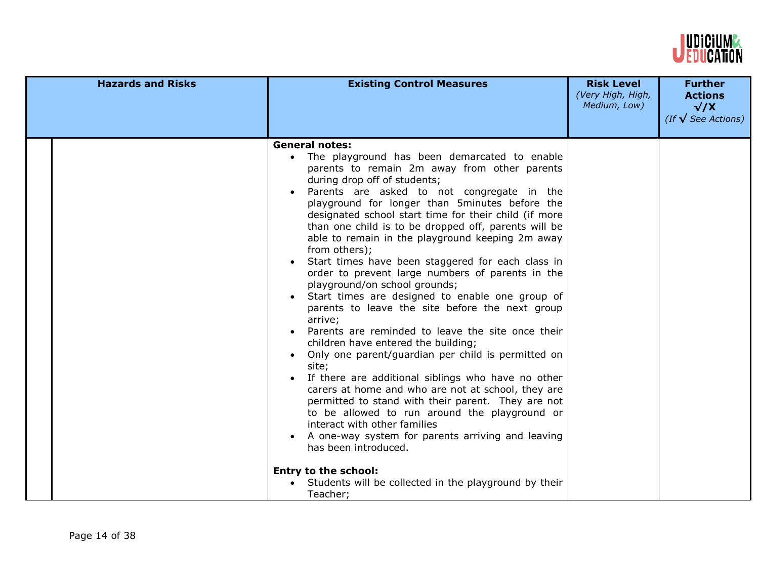| Hazards and Risks | Existing Control Measures | Risk Level *(Very High, High, Medium, Low)* | Further Actions √/X *(If √ See Actions)* |
|---|---|---|---|
| | **General notes:**<br>• The playground has been demarcated to enable parents to remain 2m away from other parents during drop off of students;<br>• Parents are asked to not congregate in the playground for longer than 5minutes before the designated school start time for their child (if more than one child is to be dropped off, parents will be able to remain in the playground keeping 2m away from others);<br>• Start times have been staggered for each class in order to prevent large numbers of parents in the playground/on school grounds;<br>• Start times are designed to enable one group of parents to leave the site before the next group arrive;<br>• Parents are reminded to leave the site once their children have entered the building;<br>• Only one parent/guardian per child is permitted on site;<br>• If there are additional siblings who have no other carers at home and who are not at school, they are permitted to stand with their parent. They are not to be allowed to run around the playground or interact with other families<br>• A one-way system for parents arriving and leaving has been introduced.<br><br>**Entry to the school:**<br>• Students will be collected in the playground by their Teacher; | | |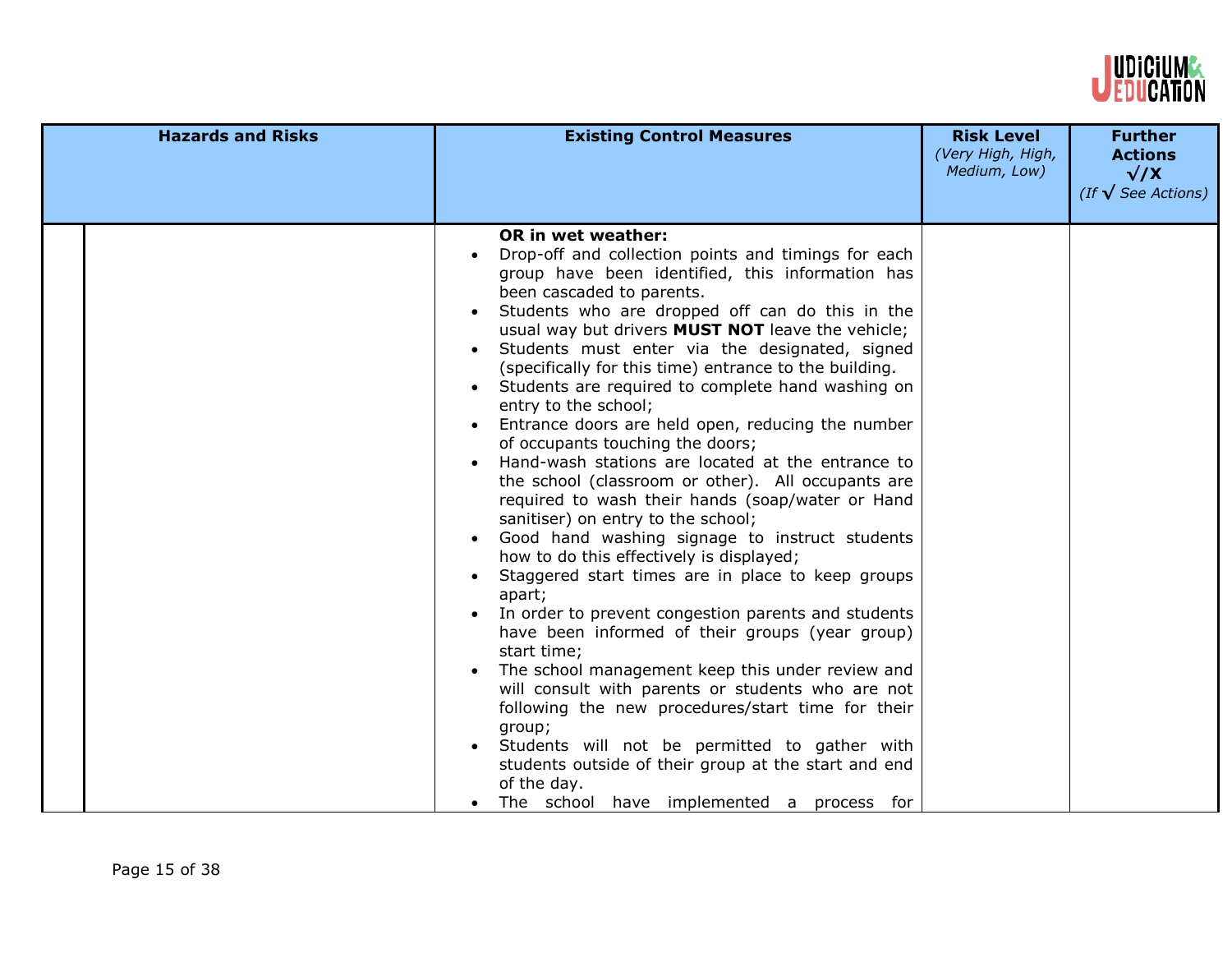| Hazards and Risks | Existing Control Measures | Risk Level *(Very High, High, Medium, Low)* | Further Actions √/X *(If √ See Actions)* |
|---|---|---|---|
| | **OR in wet weather:**<br>• Drop-off and collection points and timings for each group have been identified, this information has been cascaded to parents.<br>• Students who are dropped off can do this in the usual way but drivers **MUST NOT** leave the vehicle;<br>• Students must enter via the designated, signed (specifically for this time) entrance to the building.<br>• Students are required to complete hand washing on entry to the school;<br>• Entrance doors are held open, reducing the number of occupants touching the doors;<br>• Hand-wash stations are located at the entrance to the school (classroom or other). All occupants are required to wash their hands (soap/water or Hand sanitiser) on entry to the school;<br>• Good hand washing signage to instruct students how to do this effectively is displayed;<br>• Staggered start times are in place to keep groups apart;<br>• In order to prevent congestion parents and students have been informed of their groups (year group) start time;<br>• The school management keep this under review and will consult with parents or students who are not following the new procedures/start time for their group;<br>• Students will not be permitted to gather with students outside of their group at the start and end of the day.<br>• The school have implemented a process for | | |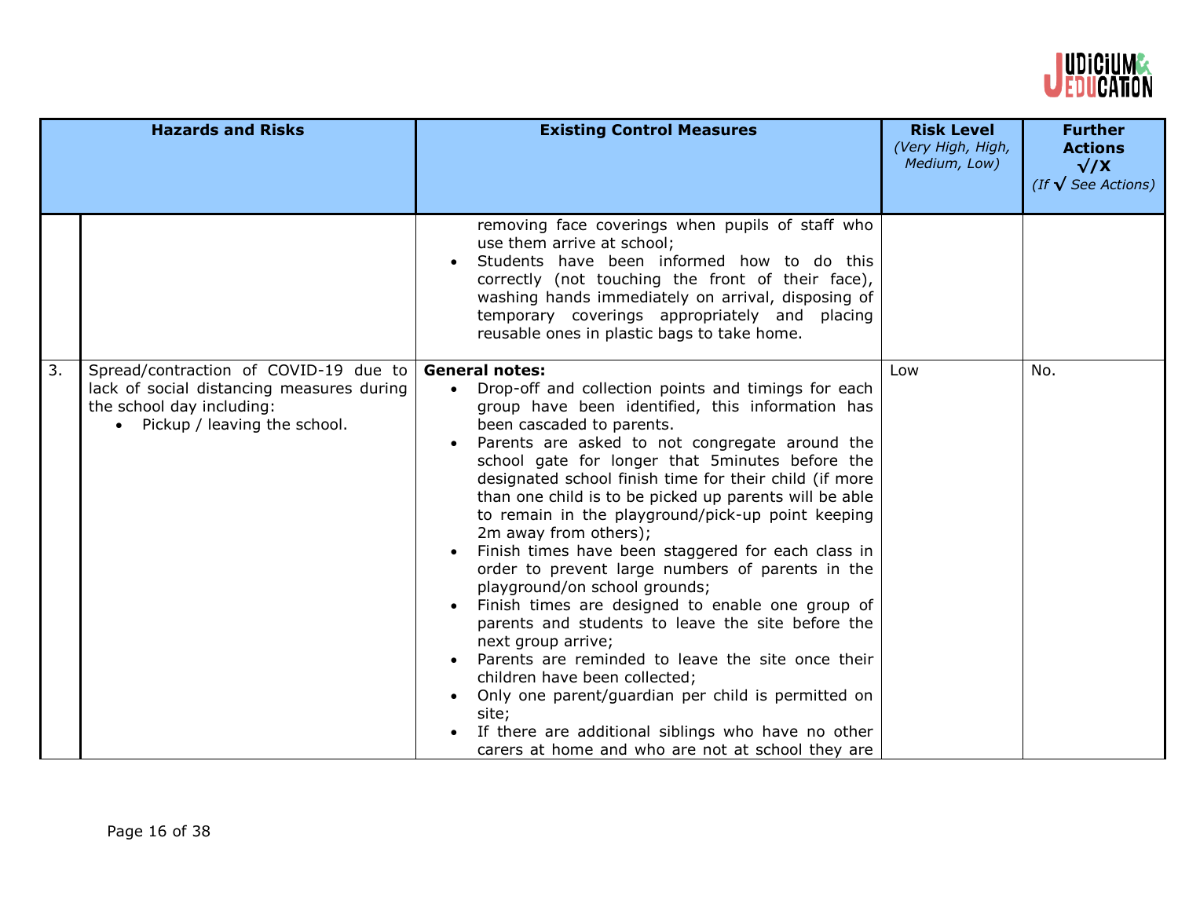| | Hazards and Risks | Existing Control Measures | Risk Level *(Very High, High, Medium, Low)* | Further Actions √/X *(If √ See Actions)* |
|---|---|---|---|---|
| | | removing face coverings when pupils of staff who use them arrive at school;<br>• Students have been informed how to do this correctly (not touching the front of their face), washing hands immediately on arrival, disposing of temporary coverings appropriately and placing reusable ones in plastic bags to take home. | | |
| 3. | Spread/contraction of COVID-19 due to lack of social distancing measures during the school day including:<br>• Pickup / leaving the school. | **General notes:**<br>• Drop-off and collection points and timings for each group have been identified, this information has been cascaded to parents.<br>• Parents are asked to not congregate around the school gate for longer that 5minutes before the designated school finish time for their child (if more than one child is to be picked up parents will be able to remain in the playground/pick-up point keeping 2m away from others);<br>• Finish times have been staggered for each class in order to prevent large numbers of parents in the playground/on school grounds;<br>• Finish times are designed to enable one group of parents and students to leave the site before the next group arrive;<br>• Parents are reminded to leave the site once their children have been collected;<br>• Only one parent/guardian per child is permitted on site;<br>• If there are additional siblings who have no other carers at home and who are not at school they are | Low | No. |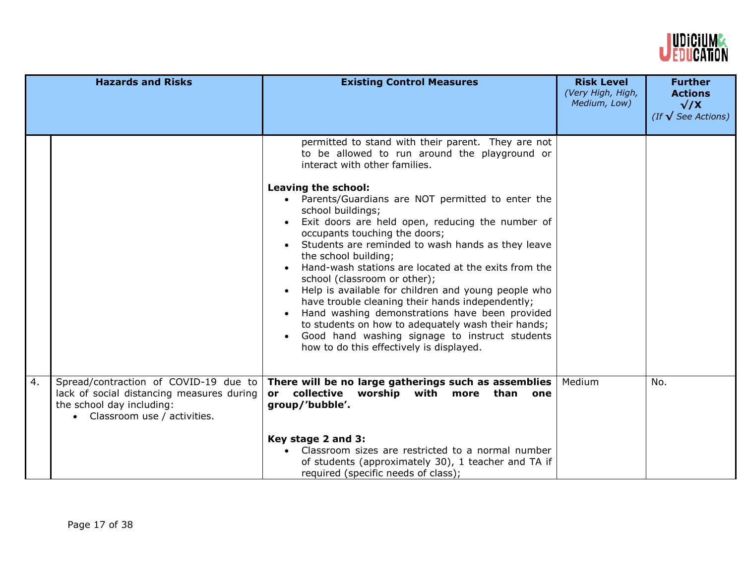| | Hazards and Risks | Existing Control Measures | Risk Level *(Very High, High, Medium, Low)* | Further Actions √/X *(If √ See Actions)* |
|---|---|---|---|---|
| | | permitted to stand with their parent. They are not to be allowed to run around the playground or interact with other families.<br><br>**Leaving the school:**<br>• Parents/Guardians are NOT permitted to enter the school buildings;<br>• Exit doors are held open, reducing the number of occupants touching the doors;<br>• Students are reminded to wash hands as they leave the school building;<br>• Hand-wash stations are located at the exits from the school (classroom or other);<br>• Help is available for children and young people who have trouble cleaning their hands independently;<br>• Hand washing demonstrations have been provided to students on how to adequately wash their hands;<br>• Good hand washing signage to instruct students how to do this effectively is displayed. | | |
| 4. | Spread/contraction of COVID-19 due to lack of social distancing measures during the school day including:<br>• Classroom use / activities. | **There will be no large gatherings such as assemblies or collective worship with more than one group/'bubble'.**<br><br>**Key stage 2 and 3:**<br>• Classroom sizes are restricted to a normal number of students (approximately 30), 1 teacher and TA if required (specific needs of class); | Medium | No. |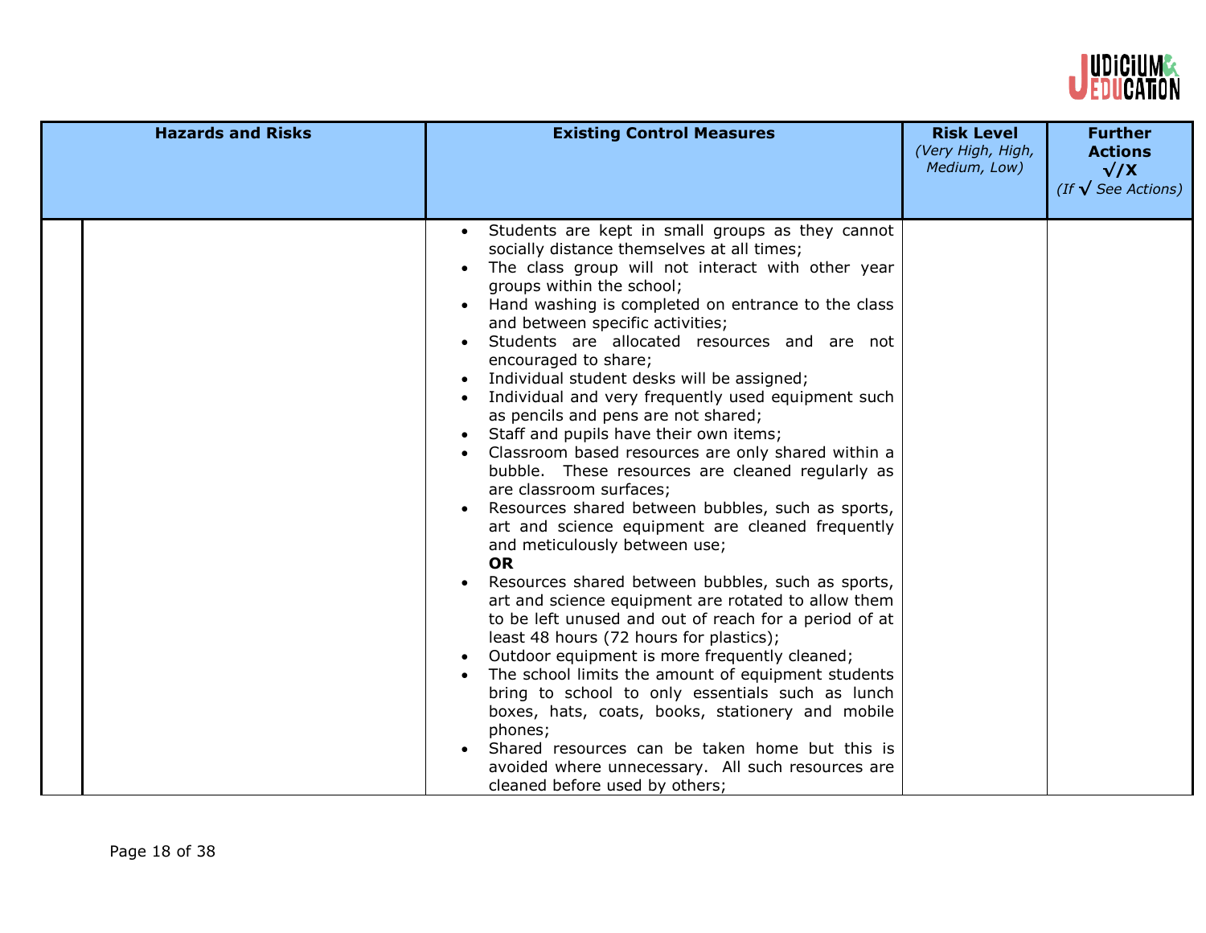| Hazards and Risks | Existing Control Measures | Risk Level *(Very High, High, Medium, Low)* | Further Actions √/X *(If √ See Actions)* |
|---|---|---|---|
| | • Students are kept in small groups as they cannot socially distance themselves at all times;<br>• The class group will not interact with other year groups within the school;<br>• Hand washing is completed on entrance to the class and between specific activities;<br>• Students are allocated resources and are not encouraged to share;<br>• Individual student desks will be assigned;<br>• Individual and very frequently used equipment such as pencils and pens are not shared;<br>• Staff and pupils have their own items;<br>• Classroom based resources are only shared within a bubble. These resources are cleaned regularly as are classroom surfaces;<br>• Resources shared between bubbles, such as sports, art and science equipment are cleaned frequently and meticulously between use;<br>**OR**<br>• Resources shared between bubbles, such as sports, art and science equipment are rotated to allow them to be left unused and out of reach for a period of at least 48 hours (72 hours for plastics);<br>• Outdoor equipment is more frequently cleaned;<br>• The school limits the amount of equipment students bring to school to only essentials such as lunch boxes, hats, coats, books, stationery and mobile phones;<br>• Shared resources can be taken home but this is avoided where unnecessary. All such resources are cleaned before used by others; | | |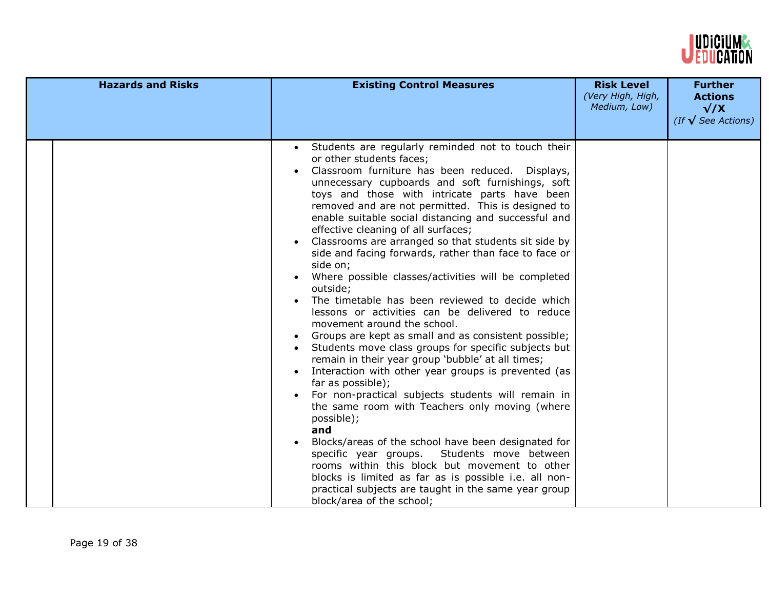| Hazards and Risks | Existing Control Measures | Risk Level *(Very High, High, Medium, Low)* | Further Actions √/X *(If √ See Actions)* |
|---|---|---|---|
| | • Students are regularly reminded not to touch their or other students faces;<br>• Classroom furniture has been reduced. Displays, unnecessary cupboards and soft furnishings, soft toys and those with intricate parts have been removed and are not permitted. This is designed to enable suitable social distancing and successful and effective cleaning of all surfaces;<br>• Classrooms are arranged so that students sit side by side and facing forwards, rather than face to face or side on;<br>• Where possible classes/activities will be completed outside;<br>• The timetable has been reviewed to decide which lessons or activities can be delivered to reduce movement around the school.<br>• Groups are kept as small and as consistent possible;<br>• Students move class groups for specific subjects but remain in their year group 'bubble' at all times;<br>• Interaction with other year groups is prevented (as far as possible);<br>• For non-practical subjects students will remain in the same room with Teachers only moving (where possible);<br>**and**<br>• Blocks/areas of the school have been designated for specific year groups. Students move between rooms within this block but movement to other blocks is limited as far as is possible i.e. all non-practical subjects are taught in the same year group block/area of the school; | | |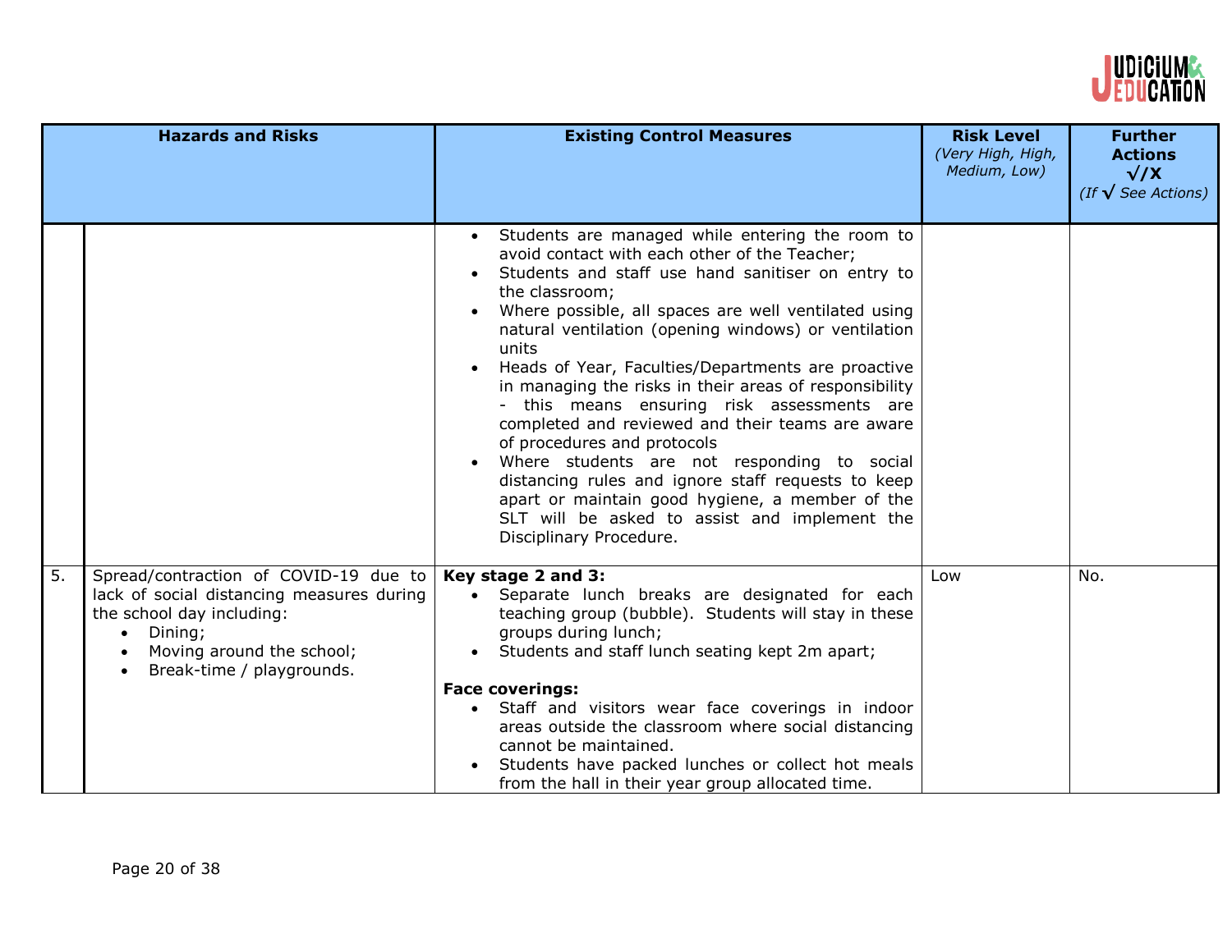| | Hazards and Risks | Existing Control Measures | Risk Level (Very High, High, Medium, Low) | Further Actions √/X (If √ See Actions) |
|---|---|---|---|---|
| | | <ul><li>Students are managed while entering the room to avoid contact with each other of the Teacher;</li><li>Students and staff use hand sanitiser on entry to the classroom;</li><li>Where possible, all spaces are well ventilated using natural ventilation (opening windows) or ventilation units</li><li>Heads of Year, Faculties/Departments are proactive in managing the risks in their areas of responsibility - this means ensuring risk assessments are completed and reviewed and their teams are aware of procedures and protocols</li><li>Where students are not responding to social distancing rules and ignore staff requests to keep apart or maintain good hygiene, a member of the SLT will be asked to assist and implement the Disciplinary Procedure.</li></ul> | | |
| 5. | Spread/contraction of COVID-19 due to lack of social distancing measures during the school day including:<ul><li>Dining;</li><li>Moving around the school;</li><li>Break-time / playgrounds.</li></ul> | **Key stage 2 and 3:**<ul><li>Separate lunch breaks are designated for each teaching group (bubble). Students will stay in these groups during lunch;</li><li>Students and staff lunch seating kept 2m apart;</li></ul>**Face coverings:**<ul><li>Staff and visitors wear face coverings in indoor areas outside the classroom where social distancing cannot be maintained.</li><li>Students have packed lunches or collect hot meals from the hall in their year group allocated time.</li></ul> | Low | No. |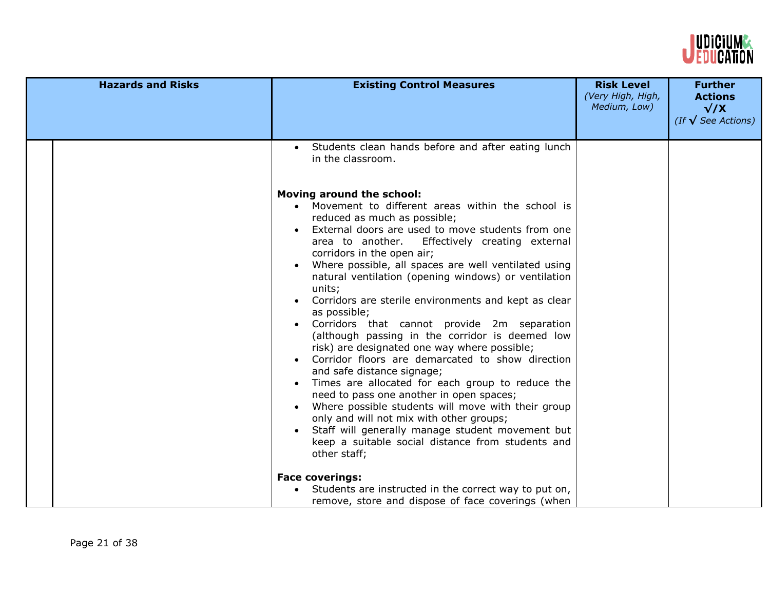| Hazards and Risks | Existing Control Measures | Risk Level *(Very High, High, Medium, Low)* | Further Actions √/X *(If √ See Actions)* |
|---|---|---|---|
| | • Students clean hands before and after eating lunch in the classroom.<br><br>**Moving around the school:**<br>• Movement to different areas within the school is reduced as much as possible;<br>• External doors are used to move students from one area to another. Effectively creating external corridors in the open air;<br>• Where possible, all spaces are well ventilated using natural ventilation (opening windows) or ventilation units;<br>• Corridors are sterile environments and kept as clear as possible;<br>• Corridors that cannot provide 2m separation (although passing in the corridor is deemed low risk) are designated one way where possible;<br>• Corridor floors are demarcated to show direction and safe distance signage;<br>• Times are allocated for each group to reduce the need to pass one another in open spaces;<br>• Where possible students will move with their group only and will not mix with other groups;<br>• Staff will generally manage student movement but keep a suitable social distance from students and other staff;<br><br>**Face coverings:**<br>• Students are instructed in the correct way to put on, remove, store and dispose of face coverings (when | | |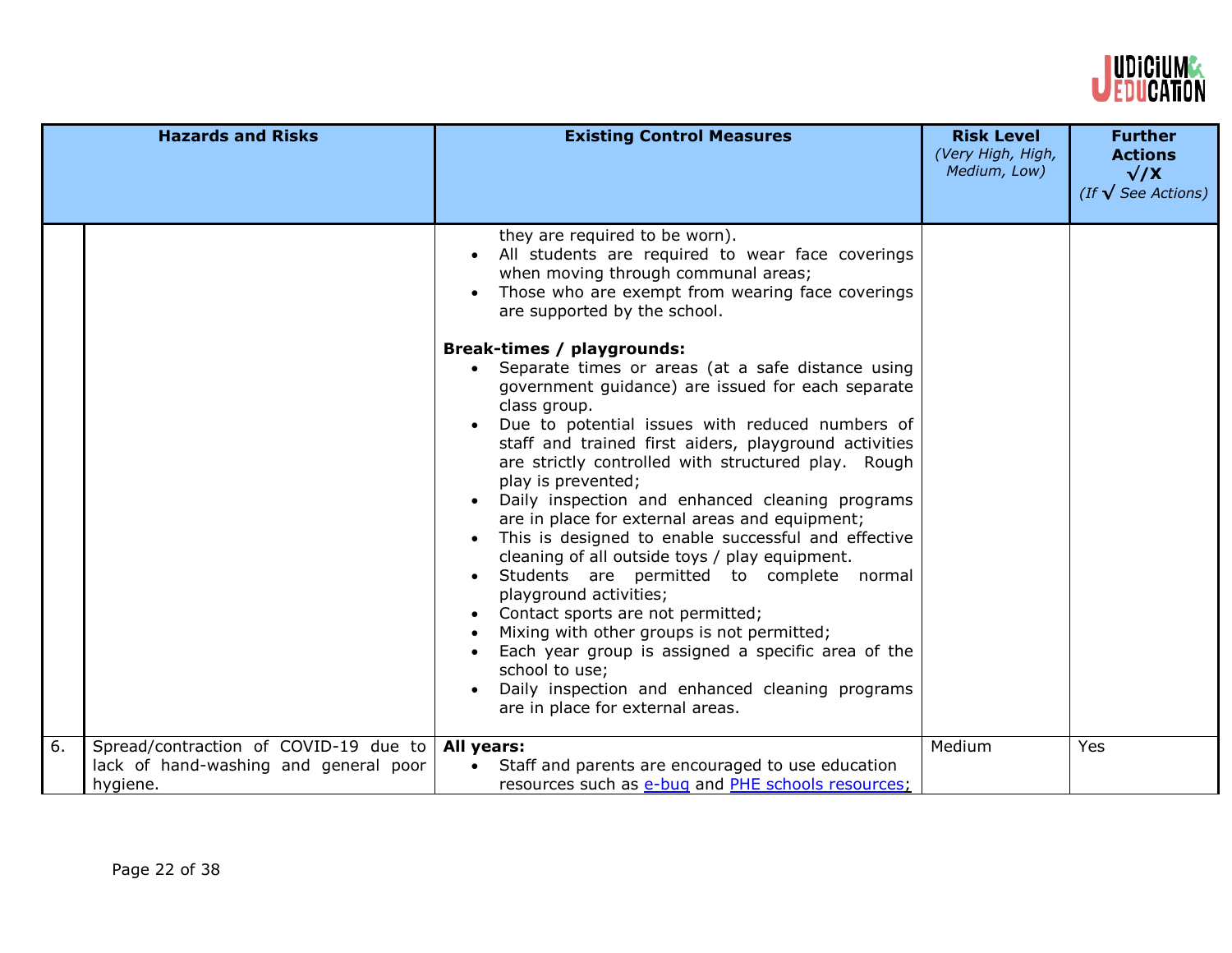| | Hazards and Risks | Existing Control Measures | Risk Level *(Very High, High, Medium, Low)* | Further Actions √/X *(If √ See Actions)* |
|---|---|---|---|---|
| | | they are required to be worn).<br>• All students are required to wear face coverings when moving through communal areas;<br>• Those who are exempt from wearing face coverings are supported by the school.<br><br>**Break-times / playgrounds:**<br>• Separate times or areas (at a safe distance using government guidance) are issued for each separate class group.<br>• Due to potential issues with reduced numbers of staff and trained first aiders, playground activities are strictly controlled with structured play. Rough play is prevented;<br>• Daily inspection and enhanced cleaning programs are in place for external areas and equipment;<br>• This is designed to enable successful and effective cleaning of all outside toys / play equipment.<br>• Students are permitted to complete normal playground activities;<br>• Contact sports are not permitted;<br>• Mixing with other groups is not permitted;<br>• Each year group is assigned a specific area of the school to use;<br>• Daily inspection and enhanced cleaning programs are in place for external areas. | | |
| 6. | Spread/contraction of COVID-19 due to lack of hand-washing and general poor hygiene. | **All years:**<br>• Staff and parents are encouraged to use education resources such as e-bug and PHE schools resources; | Medium | Yes |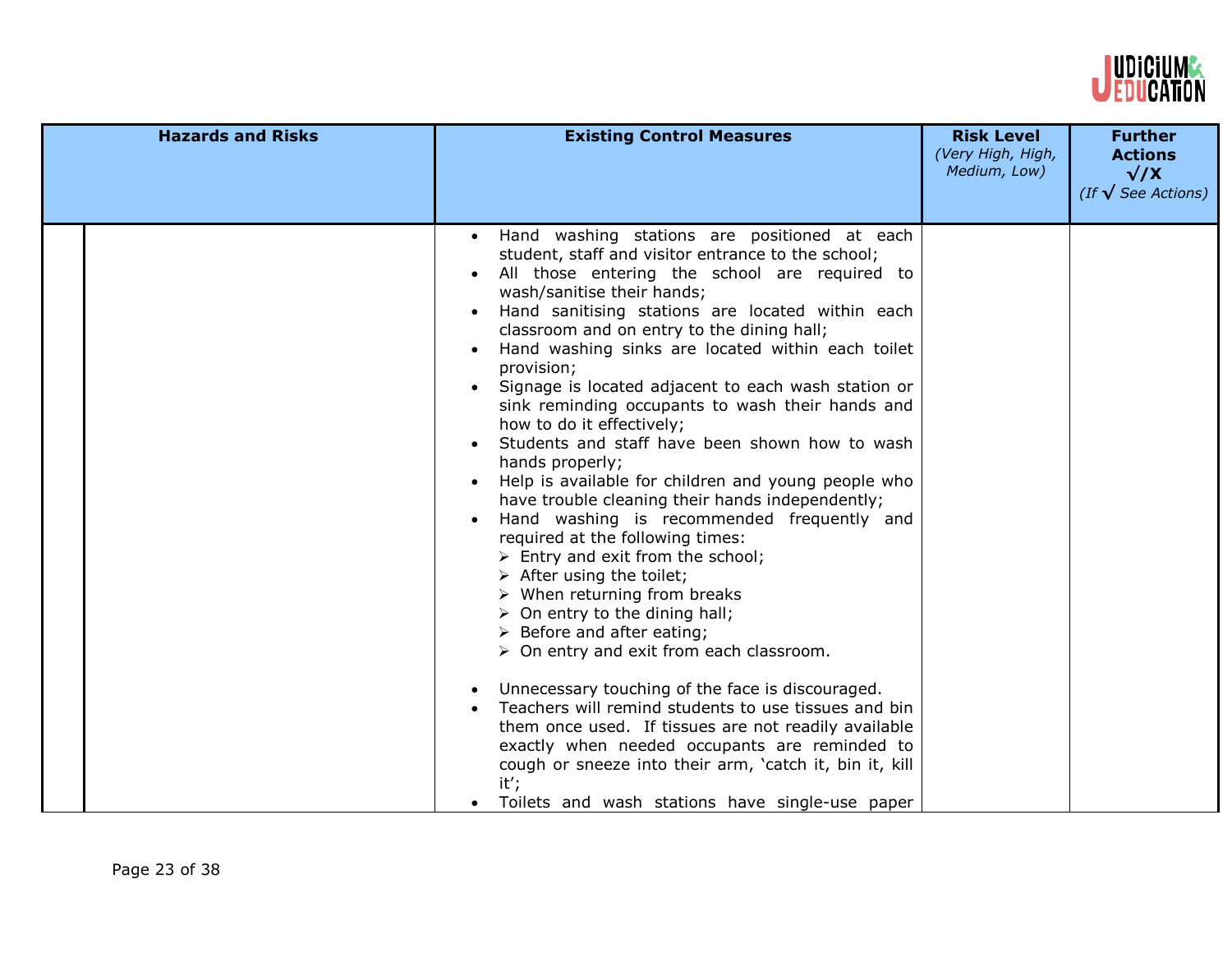| Hazards and Risks | Existing Control Measures | Risk Level *(Very High, High, Medium, Low)* | Further Actions √/X *(If √ See Actions)* |
|---|---|---|---|
| | • Hand washing stations are positioned at each student, staff and visitor entrance to the school;<br>• All those entering the school are required to wash/sanitise their hands;<br>• Hand sanitising stations are located within each classroom and on entry to the dining hall;<br>• Hand washing sinks are located within each toilet provision;<br>• Signage is located adjacent to each wash station or sink reminding occupants to wash their hands and how to do it effectively;<br>• Students and staff have been shown how to wash hands properly;<br>• Help is available for children and young people who have trouble cleaning their hands independently;<br>• Hand washing is recommended frequently and required at the following times:<br>➢ Entry and exit from the school;<br>➢ After using the toilet;<br>➢ When returning from breaks<br>➢ On entry to the dining hall;<br>➢ Before and after eating;<br>➢ On entry and exit from each classroom.<br><br>• Unnecessary touching of the face is discouraged.<br>• Teachers will remind students to use tissues and bin them once used. If tissues are not readily available exactly when needed occupants are reminded to cough or sneeze into their arm, 'catch it, bin it, kill it';<br>• Toilets and wash stations have single-use paper | | |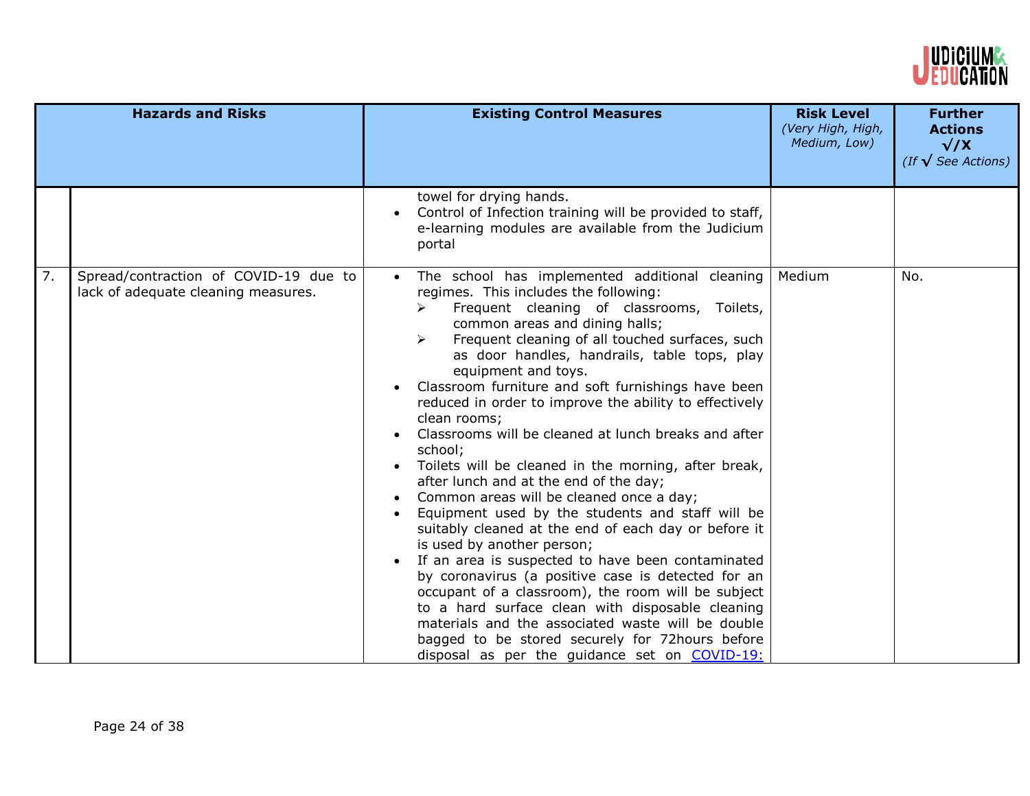| | Hazards and Risks | Existing Control Measures | Risk Level *(Very High, High, Medium, Low)* | Further Actions √/X *(If √ See Actions)* |
|---|---|---|---|---|
| | | towel for drying hands.<br>• Control of Infection training will be provided to staff, e-learning modules are available from the Judicium portal | | |
| 7. | Spread/contraction of COVID-19 due to lack of adequate cleaning measures. | • The school has implemented additional cleaning regimes. This includes the following:<br>➢ Frequent cleaning of classrooms, Toilets, common areas and dining halls;<br>➢ Frequent cleaning of all touched surfaces, such as door handles, handrails, table tops, play equipment and toys.<br>• Classroom furniture and soft furnishings have been reduced in order to improve the ability to effectively clean rooms;<br>• Classrooms will be cleaned at lunch breaks and after school;<br>• Toilets will be cleaned in the morning, after break, after lunch and at the end of the day;<br>• Common areas will be cleaned once a day;<br>• Equipment used by the students and staff will be suitably cleaned at the end of each day or before it is used by another person;<br>• If an area is suspected to have been contaminated by coronavirus (a positive case is detected for an occupant of a classroom), the room will be subject to a hard surface clean with disposable cleaning materials and the associated waste will be double bagged to be stored securely for 72hours before disposal as per the guidance set on COVID-19: | Medium | No. |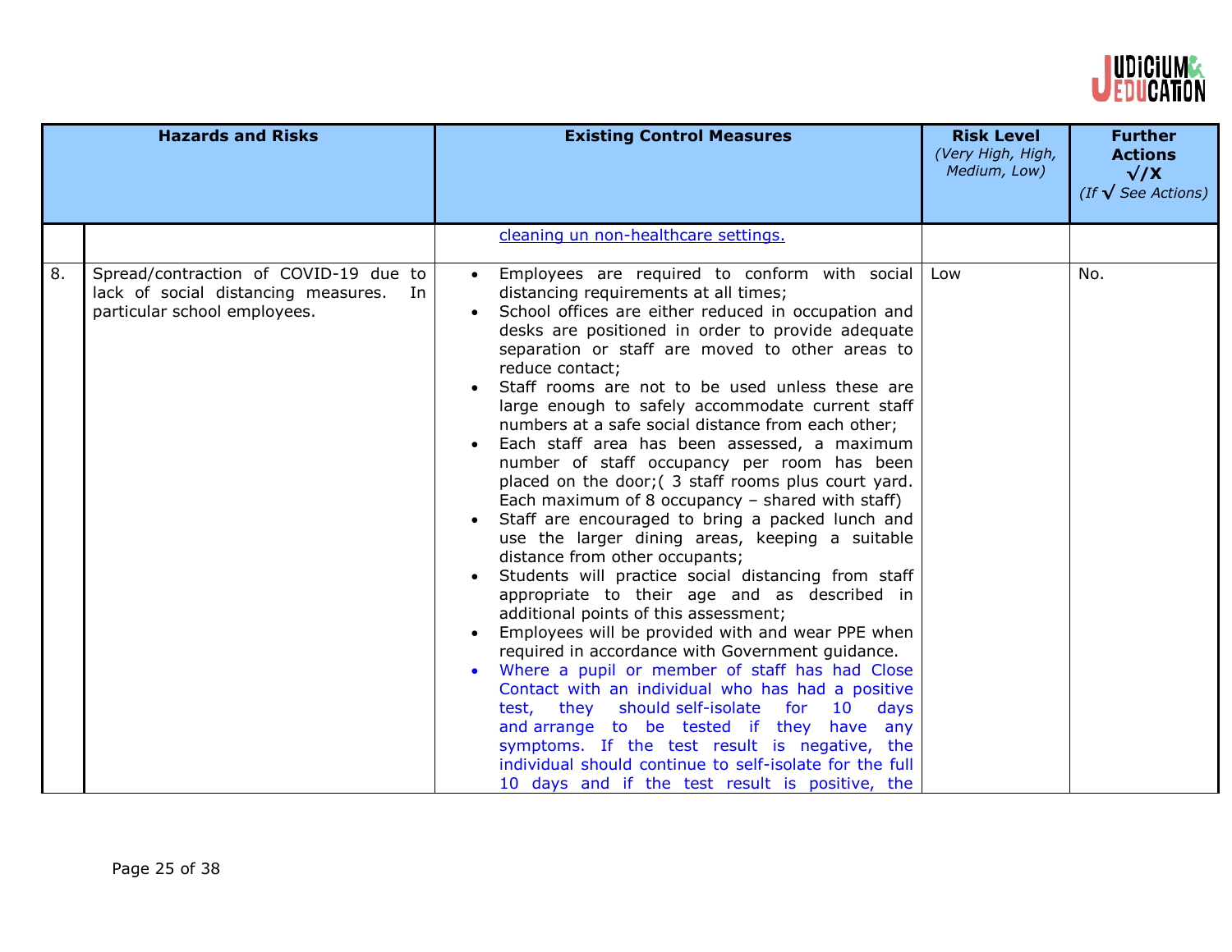| | Hazards and Risks | Existing Control Measures | Risk Level (Very High, High, Medium, Low) | Further Actions √/X (If √ See Actions) |
|---|---|---|---|---|
| | | cleaning un non-healthcare settings. | | |
| 8. | Spread/contraction of COVID-19 due to lack of social distancing measures. In particular school employees. | • Employees are required to conform with social distancing requirements at all times;<br>• School offices are either reduced in occupation and desks are positioned in order to provide adequate separation or staff are moved to other areas to reduce contact;<br>• Staff rooms are not to be used unless these are large enough to safely accommodate current staff numbers at a safe social distance from each other;<br>• Each staff area has been assessed, a maximum number of staff occupancy per room has been placed on the door;( 3 staff rooms plus court yard. Each maximum of 8 occupancy – shared with staff)<br>• Staff are encouraged to bring a packed lunch and use the larger dining areas, keeping a suitable distance from other occupants;<br>• Students will practice social distancing from staff appropriate to their age and as described in additional points of this assessment;<br>• Employees will be provided with and wear PPE when required in accordance with Government guidance.<br>• Where a pupil or member of staff has had Close Contact with an individual who has had a positive test, they should self-isolate for 10 days and arrange to be tested if they have any symptoms. If the test result is negative, the individual should continue to self-isolate for the full 10 days and if the test result is positive, the | Low | No. |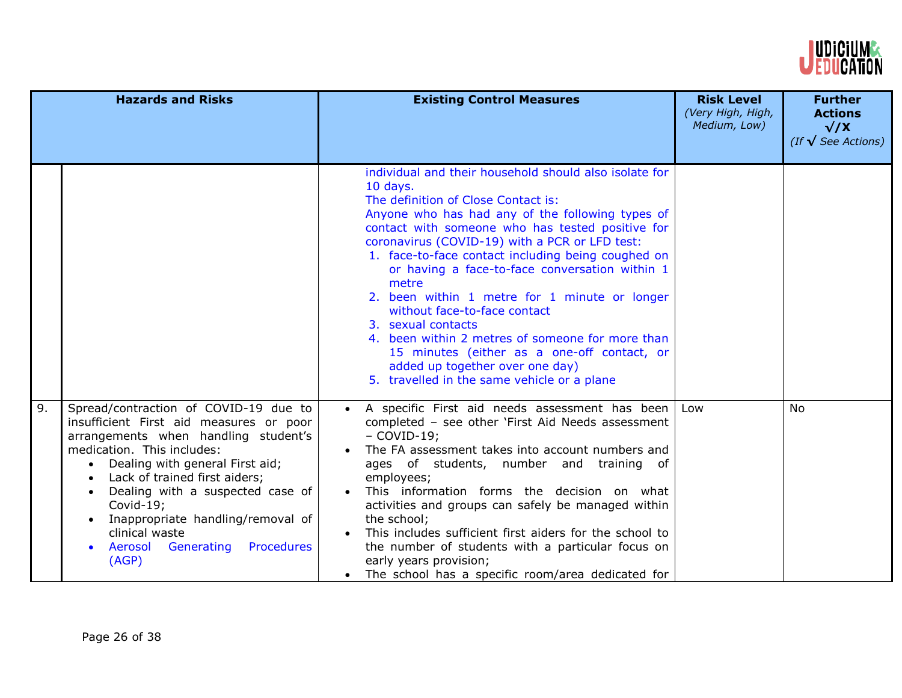| | Hazards and Risks | Existing Control Measures | Risk Level *(Very High, High, Medium, Low)* | Further Actions √/X *(If √ See Actions)* |
|---|---|---|---|---|
| | | individual and their household should also isolate for 10 days.<br>The definition of Close Contact is:<br>Anyone who has had any of the following types of contact with someone who has tested positive for coronavirus (COVID-19) with a PCR or LFD test:<br>1. face-to-face contact including being coughed on or having a face-to-face conversation within 1 metre<br>2. been within 1 metre for 1 minute or longer without face-to-face contact<br>3. sexual contacts<br>4. been within 2 metres of someone for more than 15 minutes (either as a one-off contact, or added up together over one day)<br>5. travelled in the same vehicle or a plane | | |
| 9. | Spread/contraction of COVID-19 due to insufficient First aid measures or poor arrangements when handling student's medication. This includes:<br>• Dealing with general First aid;<br>• Lack of trained first aiders;<br>• Dealing with a suspected case of Covid-19;<br>• Inappropriate handling/removal of clinical waste<br>• Aerosol Generating Procedures (AGP) | • A specific First aid needs assessment has been completed – see other 'First Aid Needs assessment – COVID-19;<br>• The FA assessment takes into account numbers and ages of students, number and training of employees;<br>• This information forms the decision on what activities and groups can safely be managed within the school;<br>• This includes sufficient first aiders for the school to the number of students with a particular focus on early years provision;<br>• The school has a specific room/area dedicated for | Low | No |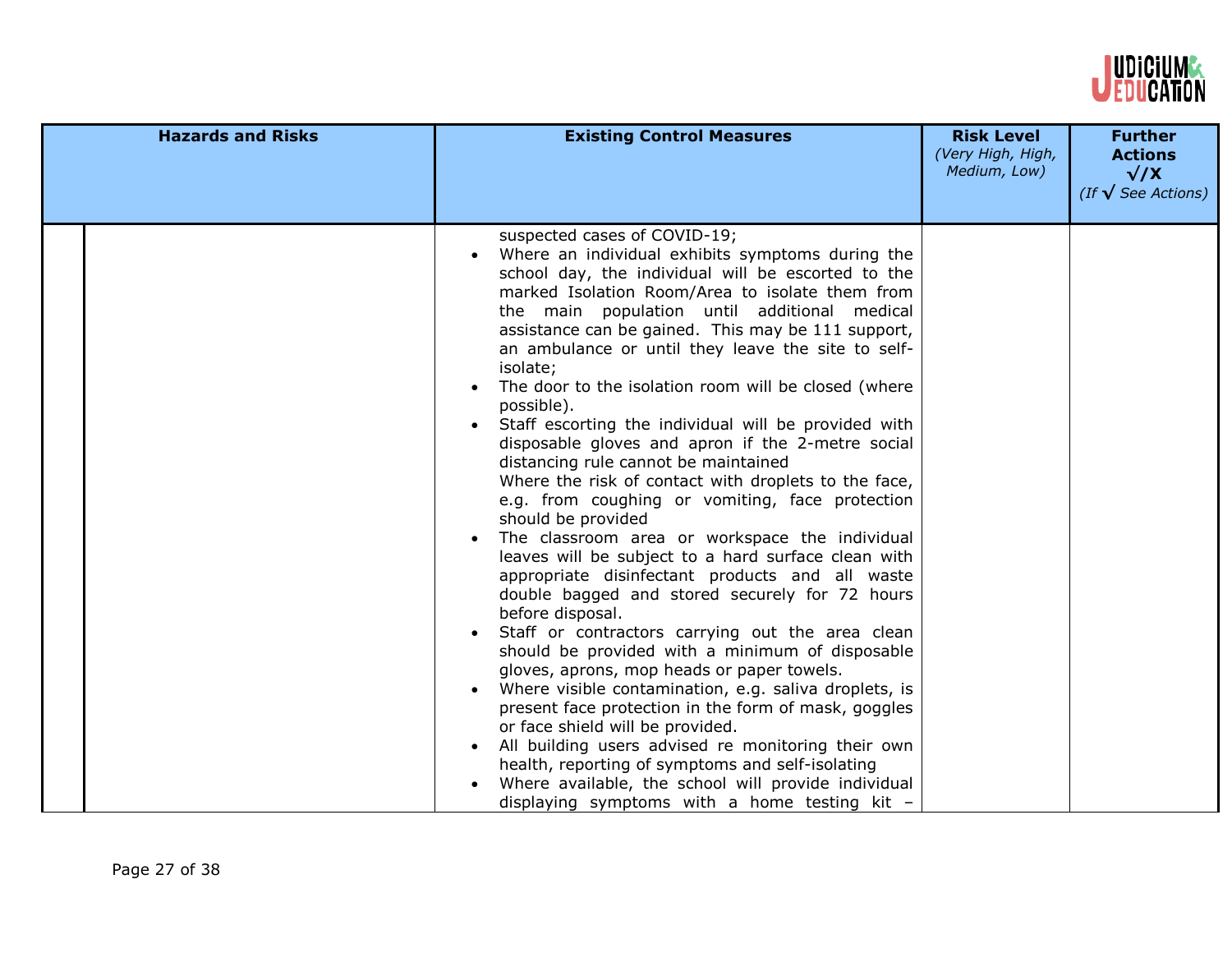| Hazards and Risks | Existing Control Measures | Risk Level *(Very High, High, Medium, Low)* | Further Actions √/X *(If √ See Actions)* |
|---|---|---|---|
| | suspected cases of COVID-19;<br>• Where an individual exhibits symptoms during the school day, the individual will be escorted to the marked Isolation Room/Area to isolate them from the main population until additional medical assistance can be gained. This may be 111 support, an ambulance or until they leave the site to self-isolate;<br>• The door to the isolation room will be closed (where possible).<br>• Staff escorting the individual will be provided with disposable gloves and apron if the 2-metre social distancing rule cannot be maintained<br>Where the risk of contact with droplets to the face, e.g. from coughing or vomiting, face protection should be provided<br>• The classroom area or workspace the individual leaves will be subject to a hard surface clean with appropriate disinfectant products and all waste double bagged and stored securely for 72 hours before disposal.<br>• Staff or contractors carrying out the area clean should be provided with a minimum of disposable gloves, aprons, mop heads or paper towels.<br>• Where visible contamination, e.g. saliva droplets, is present face protection in the form of mask, goggles or face shield will be provided.<br>• All building users advised re monitoring their own health, reporting of symptoms and self-isolating<br>• Where available, the school will provide individual displaying symptoms with a home testing kit – | | |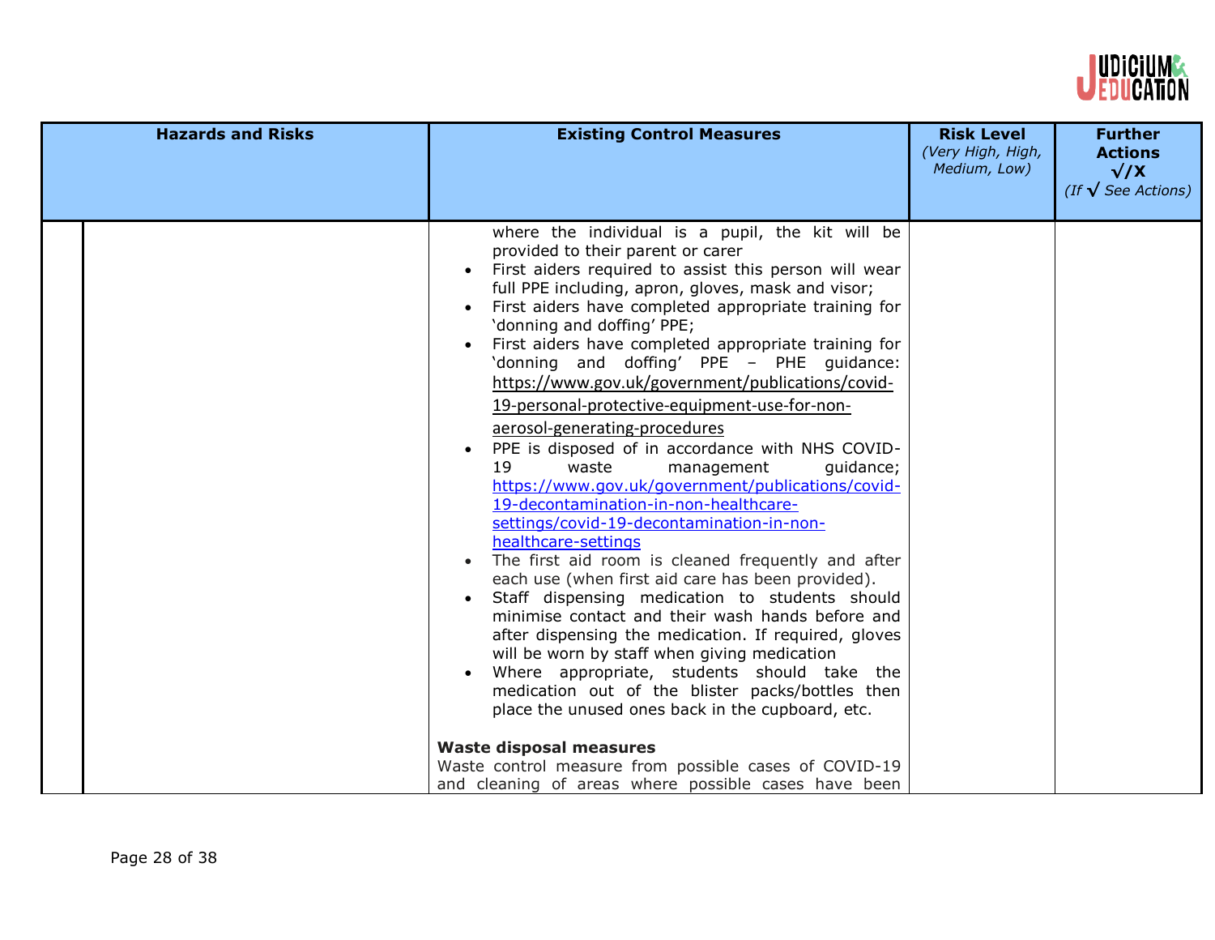| Hazards and Risks | Existing Control Measures | Risk Level (Very High, High, Medium, Low) | Further Actions √/X (If √ See Actions) |
|---|---|---|---|
| | where the individual is a pupil, the kit will be provided to their parent or carer<br>• First aiders required to assist this person will wear full PPE including, apron, gloves, mask and visor;<br>• First aiders have completed appropriate training for 'donning and doffing' PPE;<br>• First aiders have completed appropriate training for 'donning and doffing' PPE – PHE guidance: https://www.gov.uk/government/publications/covid-19-personal-protective-equipment-use-for-non-aerosol-generating-procedures<br>• PPE is disposed of in accordance with NHS COVID-19 waste management guidance; https://www.gov.uk/government/publications/covid-19-decontamination-in-non-healthcare-settings/covid-19-decontamination-in-non-healthcare-settings<br>• The first aid room is cleaned frequently and after each use (when first aid care has been provided).<br>• Staff dispensing medication to students should minimise contact and their wash hands before and after dispensing the medication. If required, gloves will be worn by staff when giving medication<br>• Where appropriate, students should take the medication out of the blister packs/bottles then place the unused ones back in the cupboard, etc.<br><br>**Waste disposal measures**<br>Waste control measure from possible cases of COVID-19 and cleaning of areas where possible cases have been | | |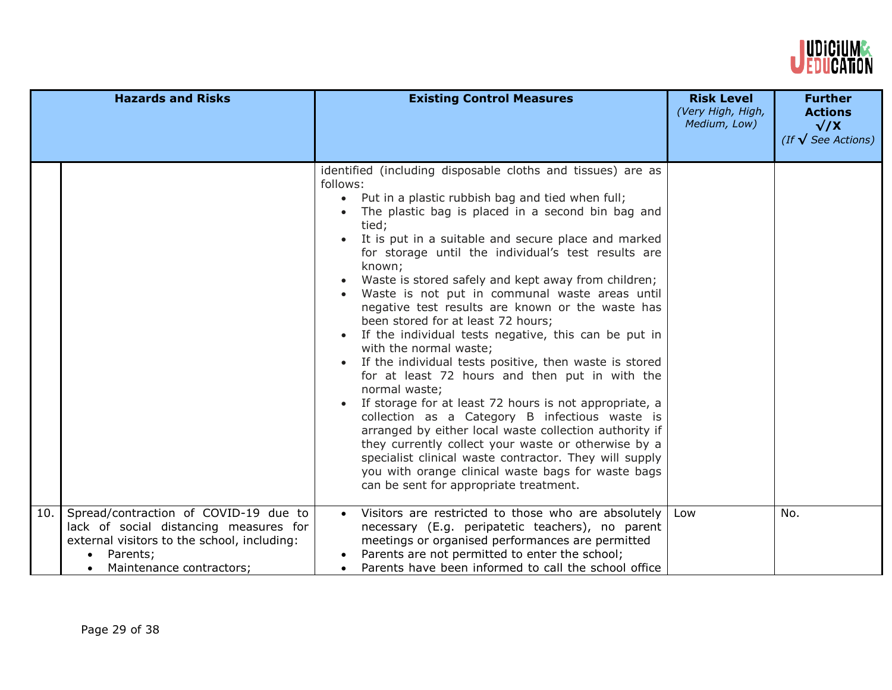| | Hazards and Risks | Existing Control Measures | Risk Level *(Very High, High, Medium, Low)* | Further Actions √/X *(If √ See Actions)* |
|---|---|---|---|---|
| | | identified (including disposable cloths and tissues) are as follows:<br>• Put in a plastic rubbish bag and tied when full;<br>• The plastic bag is placed in a second bin bag and tied;<br>• It is put in a suitable and secure place and marked for storage until the individual's test results are known;<br>• Waste is stored safely and kept away from children;<br>• Waste is not put in communal waste areas until negative test results are known or the waste has been stored for at least 72 hours;<br>• If the individual tests negative, this can be put in with the normal waste;<br>• If the individual tests positive, then waste is stored for at least 72 hours and then put in with the normal waste;<br>• If storage for at least 72 hours is not appropriate, a collection as a Category B infectious waste is arranged by either local waste collection authority if they currently collect your waste or otherwise by a specialist clinical waste contractor. They will supply you with orange clinical waste bags for waste bags can be sent for appropriate treatment. | | |
| 10. | Spread/contraction of COVID-19 due to lack of social distancing measures for external visitors to the school, including:<br>• Parents;<br>• Maintenance contractors; | • Visitors are restricted to those who are absolutely necessary (E.g. peripatetic teachers), no parent meetings or organised performances are permitted<br>• Parents are not permitted to enter the school;<br>• Parents have been informed to call the school office | Low | No. |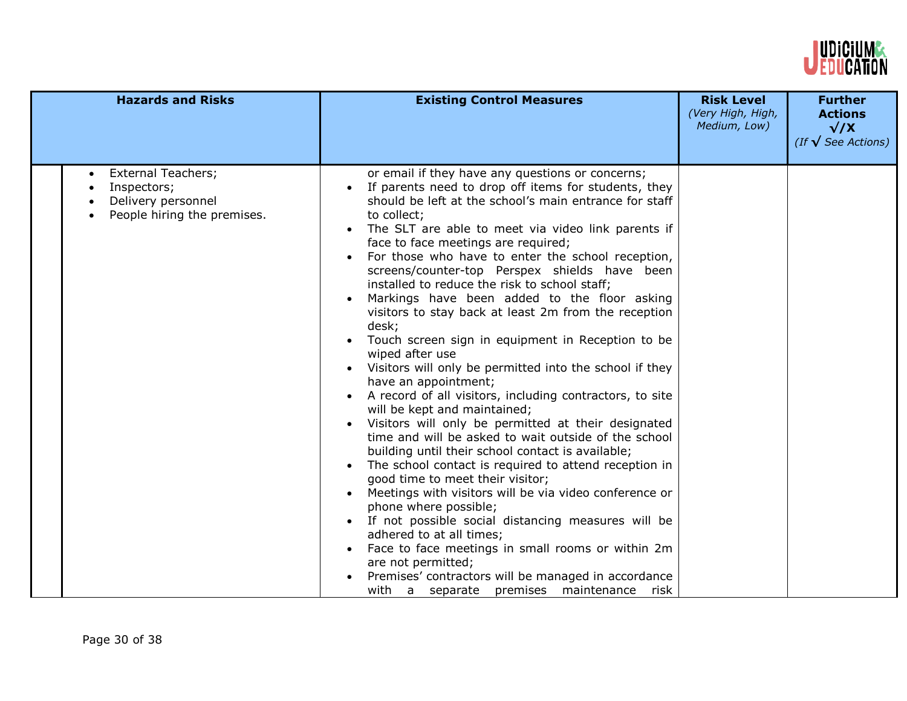| Hazards and Risks | Existing Control Measures | Risk Level (Very High, High, Medium, Low) | Further Actions √/X (If √ See Actions) |
|---|---|---|---|
| • External Teachers;<br>• Inspectors;<br>• Delivery personnel<br>• People hiring the premises. | or email if they have any questions or concerns;<br>• If parents need to drop off items for students, they should be left at the school's main entrance for staff to collect;<br>• The SLT are able to meet via video link parents if face to face meetings are required;<br>• For those who have to enter the school reception, screens/counter-top Perspex shields have been installed to reduce the risk to school staff;<br>• Markings have been added to the floor asking visitors to stay back at least 2m from the reception desk;<br>• Touch screen sign in equipment in Reception to be wiped after use<br>• Visitors will only be permitted into the school if they have an appointment;<br>• A record of all visitors, including contractors, to site will be kept and maintained;<br>• Visitors will only be permitted at their designated time and will be asked to wait outside of the school building until their school contact is available;<br>• The school contact is required to attend reception in good time to meet their visitor;<br>• Meetings with visitors will be via video conference or phone where possible;<br>• If not possible social distancing measures will be adhered to at all times;<br>• Face to face meetings in small rooms or within 2m are not permitted;<br>• Premises' contractors will be managed in accordance with a separate premises maintenance risk | | |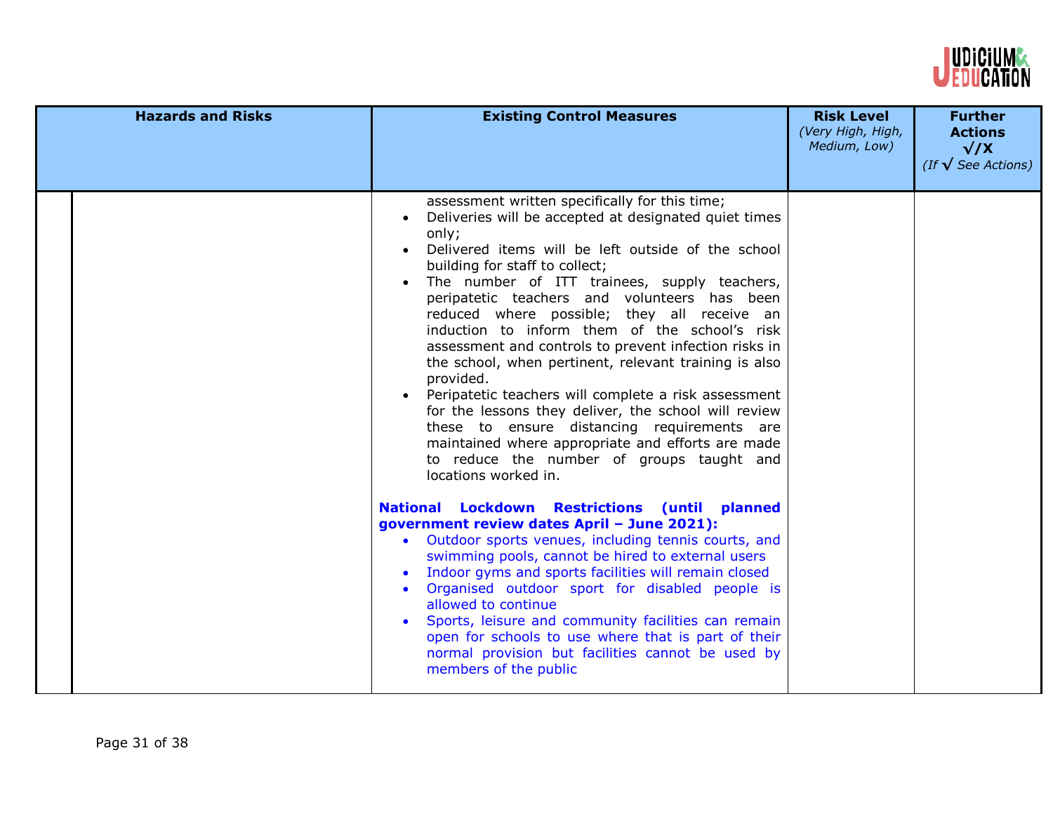| Hazards and Risks | Existing Control Measures | Risk Level *(Very High, High, Medium, Low)* | Further Actions √/X *(If √ See Actions)* |
|---|---|---|---|
| | assessment written specifically for this time;<br>• Deliveries will be accepted at designated quiet times only;<br>• Delivered items will be left outside of the school building for staff to collect;<br>• The number of ITT trainees, supply teachers, peripatetic teachers and volunteers has been reduced where possible; they all receive an induction to inform them of the school's risk assessment and controls to prevent infection risks in the school, when pertinent, relevant training is also provided.<br>• Peripatetic teachers will complete a risk assessment for the lessons they deliver, the school will review these to ensure distancing requirements are maintained where appropriate and efforts are made to reduce the number of groups taught and locations worked in.<br><br>**National Lockdown Restrictions (until planned government review dates April – June 2021):**<br>• Outdoor sports venues, including tennis courts, and swimming pools, cannot be hired to external users<br>• Indoor gyms and sports facilities will remain closed<br>• Organised outdoor sport for disabled people is allowed to continue<br>• Sports, leisure and community facilities can remain open for schools to use where that is part of their normal provision but facilities cannot be used by members of the public | | |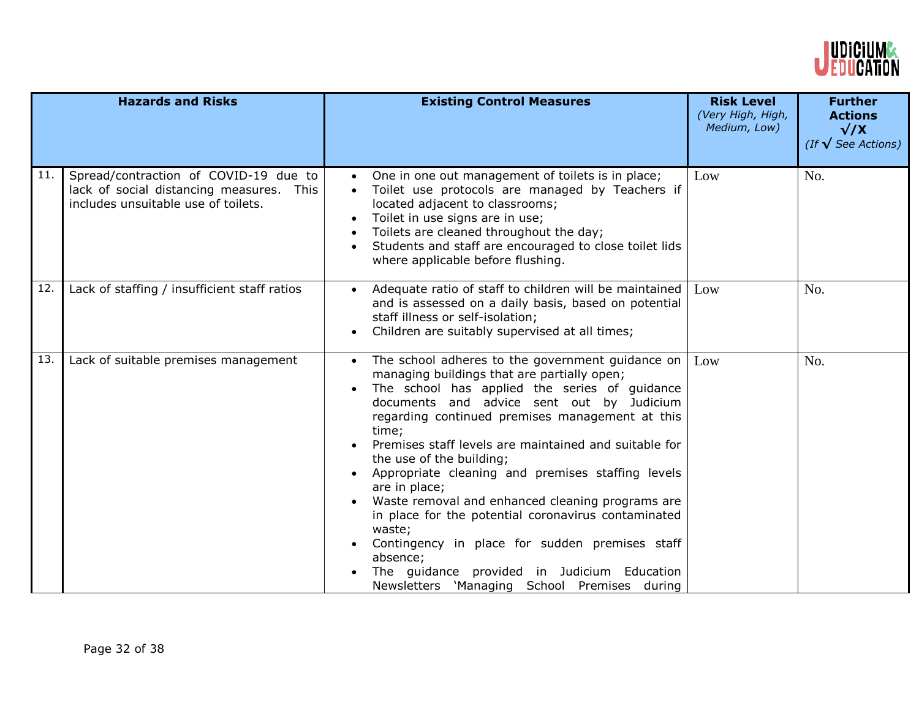| | Hazards and Risks | Existing Control Measures | Risk Level *(Very High, High, Medium, Low)* | Further Actions √/X *(If √ See Actions)* |
|---|---|---|---|---|
| 11. | Spread/contraction of COVID-19 due to lack of social distancing measures. This includes unsuitable use of toilets. | • One in one out management of toilets is in place;<br>• Toilet use protocols are managed by Teachers if located adjacent to classrooms;<br>• Toilet in use signs are in use;<br>• Toilets are cleaned throughout the day;<br>• Students and staff are encouraged to close toilet lids where applicable before flushing. | Low | No. |
| 12. | Lack of staffing / insufficient staff ratios | • Adequate ratio of staff to children will be maintained and is assessed on a daily basis, based on potential staff illness or self-isolation;<br>• Children are suitably supervised at all times; | Low | No. |
| 13. | Lack of suitable premises management | • The school adheres to the government guidance on managing buildings that are partially open;<br>• The school has applied the series of guidance documents and advice sent out by Judicium regarding continued premises management at this time;<br>• Premises staff levels are maintained and suitable for the use of the building;<br>• Appropriate cleaning and premises staffing levels are in place;<br>• Waste removal and enhanced cleaning programs are in place for the potential coronavirus contaminated waste;<br>• Contingency in place for sudden premises staff absence;<br>• The guidance provided in Judicium Education Newsletters 'Managing School Premises during | Low | No. |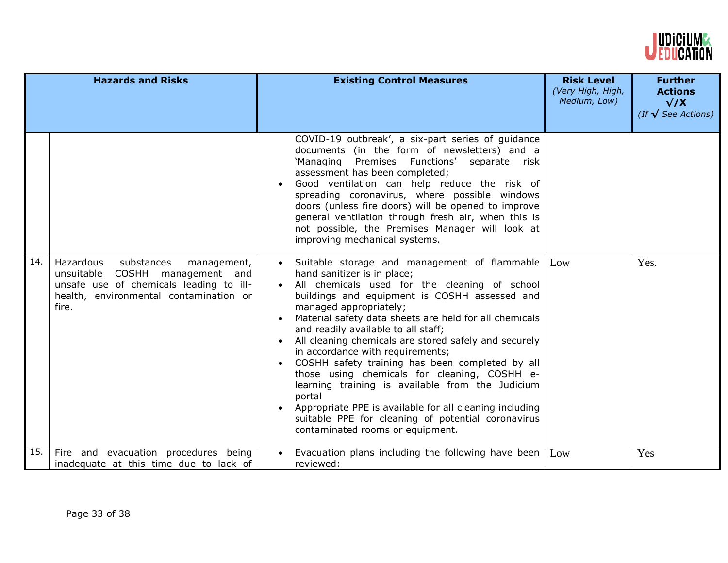| | Hazards and Risks | Existing Control Measures | Risk Level *(Very High, High, Medium, Low)* | Further Actions √/X *(If √ See Actions)* |
|---|---|---|---|---|
| | | COVID-19 outbreak', a six-part series of guidance documents (in the form of newsletters) and a 'Managing Premises Functions' separate risk assessment has been completed;<br>• Good ventilation can help reduce the risk of spreading coronavirus, where possible windows doors (unless fire doors) will be opened to improve general ventilation through fresh air, when this is not possible, the Premises Manager will look at improving mechanical systems. | | |
| 14. | Hazardous substances management, unsuitable COSHH management and unsafe use of chemicals leading to ill-health, environmental contamination or fire. | • Suitable storage and management of flammable hand sanitizer is in place;<br>• All chemicals used for the cleaning of school buildings and equipment is COSHH assessed and managed appropriately;<br>• Material safety data sheets are held for all chemicals and readily available to all staff;<br>• All cleaning chemicals are stored safely and securely in accordance with requirements;<br>• COSHH safety training has been completed by all those using chemicals for cleaning, COSHH e-learning training is available from the Judicium portal<br>• Appropriate PPE is available for all cleaning including suitable PPE for cleaning of potential coronavirus contaminated rooms or equipment. | Low | Yes. |
| 15. | Fire and evacuation procedures being inadequate at this time due to lack of | • Evacuation plans including the following have been reviewed: | Low | Yes |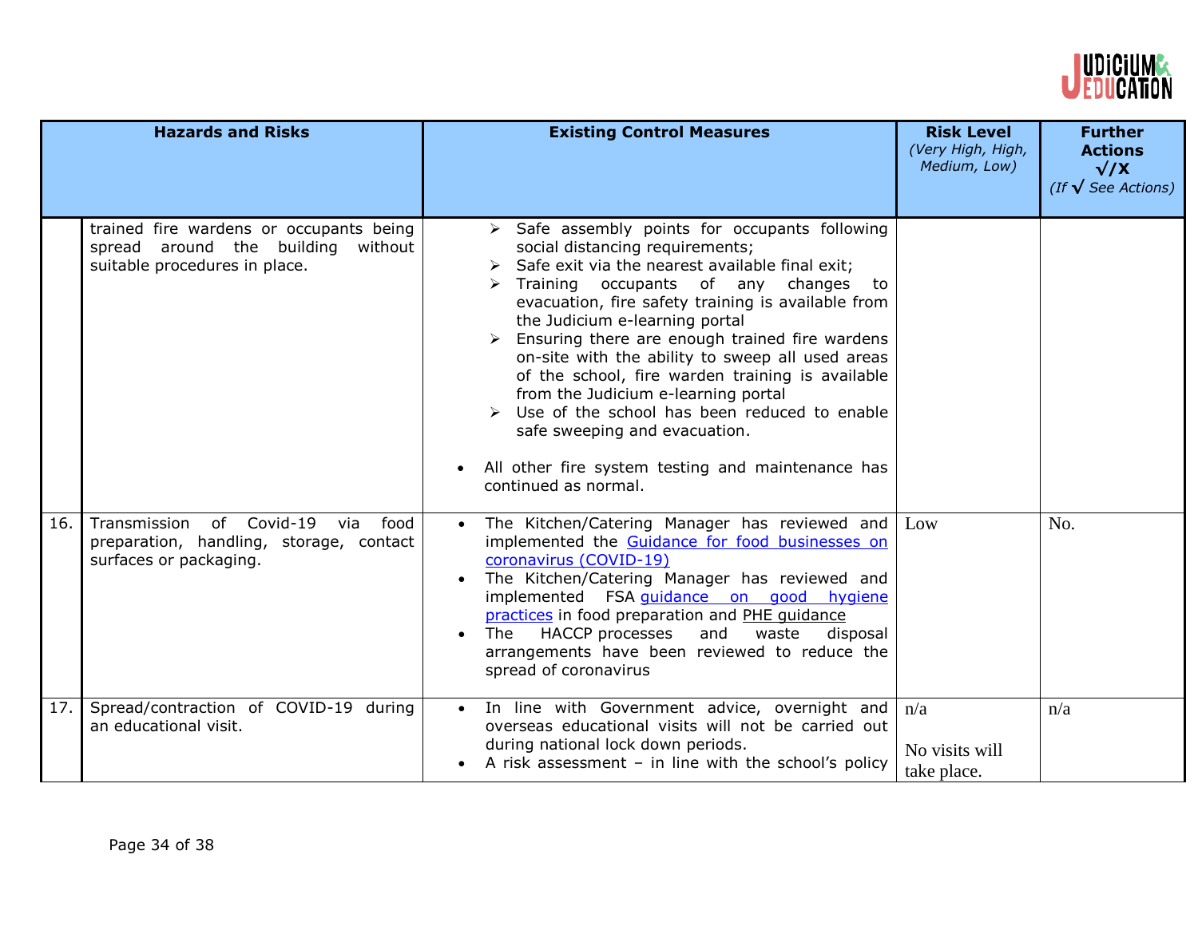| | Hazards and Risks | Existing Control Measures | Risk Level *(Very High, High, Medium, Low)* | Further Actions √/X *(If √ See Actions)* |
|---|---|---|---|---|
| | trained fire wardens or occupants being spread around the building without suitable procedures in place. | ➢ Safe assembly points for occupants following social distancing requirements;<br>➢ Safe exit via the nearest available final exit;<br>➢ Training occupants of any changes to evacuation, fire safety training is available from the Judicium e-learning portal<br>➢ Ensuring there are enough trained fire wardens on-site with the ability to sweep all used areas of the school, fire warden training is available from the Judicium e-learning portal<br>➢ Use of the school has been reduced to enable safe sweeping and evacuation.<br><br>• All other fire system testing and maintenance has continued as normal. | | |
| 16. | Transmission of Covid-19 via food preparation, handling, storage, contact surfaces or packaging. | • The Kitchen/Catering Manager has reviewed and implemented the [Guidance for food businesses on coronavirus (COVID-19)]()<br>• The Kitchen/Catering Manager has reviewed and implemented FSA [guidance on good hygiene practices]() in food preparation and [PHE guidance]()<br>• The HACCP processes and waste disposal arrangements have been reviewed to reduce the spread of coronavirus | Low | No. |
| 17. | Spread/contraction of COVID-19 during an educational visit. | • In line with Government advice, overnight and overseas educational visits will not be carried out during national lock down periods.<br>• A risk assessment – in line with the school's policy | n/a<br><br>No visits will take place. | n/a |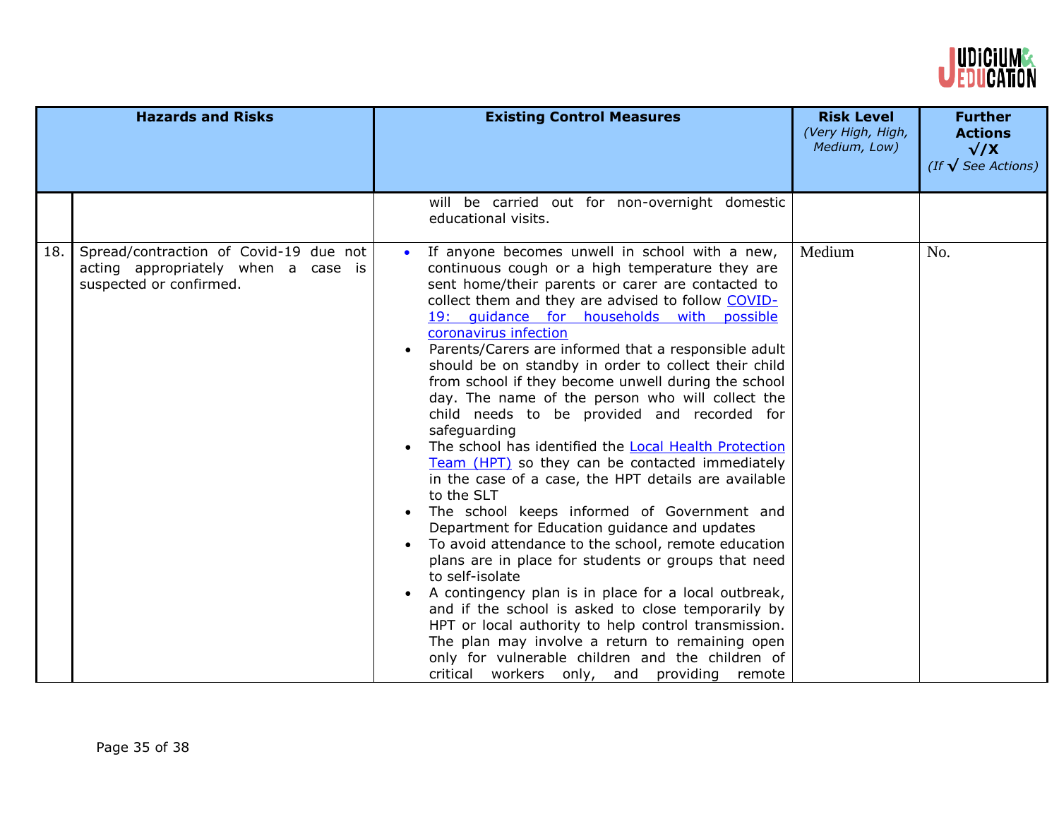| | Hazards and Risks | Existing Control Measures | Risk Level *(Very High, High, Medium, Low)* | Further Actions √/X *(If √ See Actions)* |
|---|---|---|---|---|
| | | will be carried out for non-overnight domestic educational visits. | | |
| 18. | Spread/contraction of Covid-19 due not acting appropriately when a case is suspected or confirmed. | • If anyone becomes unwell in school with a new, continuous cough or a high temperature they are sent home/their parents or carer are contacted to collect them and they are advised to follow [COVID-19: guidance for households with possible coronavirus infection]() <br>• Parents/Carers are informed that a responsible adult should be on standby in order to collect their child from school if they become unwell during the school day. The name of the person who will collect the child needs to be provided and recorded for safeguarding <br>• The school has identified the [Local Health Protection Team (HPT)]() so they can be contacted immediately in the case of a case, the HPT details are available to the SLT <br>• The school keeps informed of Government and Department for Education guidance and updates <br>• To avoid attendance to the school, remote education plans are in place for students or groups that need to self-isolate <br>• A contingency plan is in place for a local outbreak, and if the school is asked to close temporarily by HPT or local authority to help control transmission. The plan may involve a return to remaining open only for vulnerable children and the children of critical workers only, and providing remote | Medium | No. |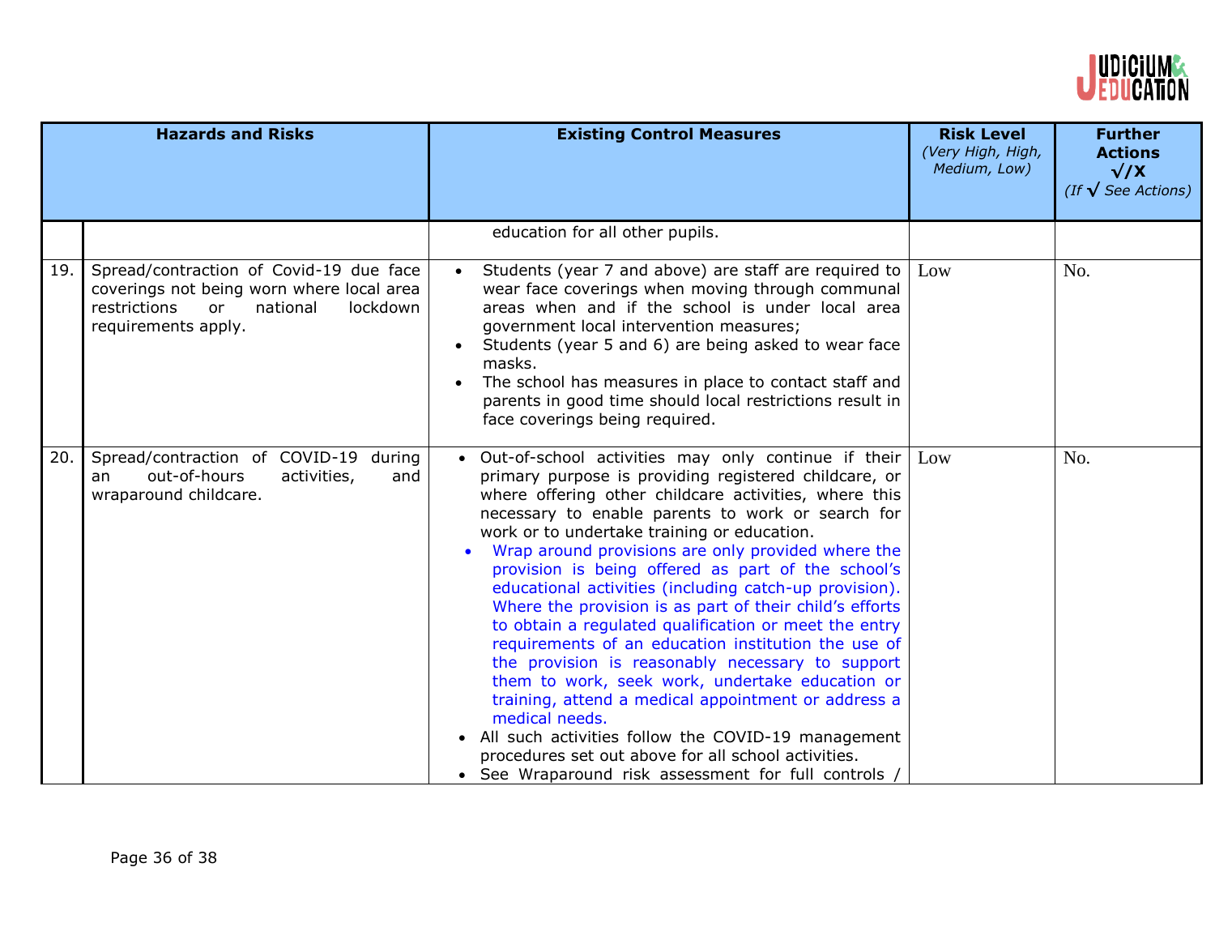| | Hazards and Risks | Existing Control Measures | Risk Level *(Very High, High, Medium, Low)* | Further Actions √/X *(If √ See Actions)* |
|---|---|---|---|---|
| | | education for all other pupils. | | |
| 19. | Spread/contraction of Covid-19 due face coverings not being worn where local area restrictions or national lockdown requirements apply. | • Students (year 7 and above) are staff are required to wear face coverings when moving through communal areas when and if the school is under local area government local intervention measures;<br>• Students (year 5 and 6) are being asked to wear face masks.<br>• The school has measures in place to contact staff and parents in good time should local restrictions result in face coverings being required. | Low | No. |
| 20. | Spread/contraction of COVID-19 during an out-of-hours activities, and wraparound childcare. | • Out-of-school activities may only continue if their primary purpose is providing registered childcare, or where offering other childcare activities, where this necessary to enable parents to work or search for work or to undertake training or education.<br>• Wrap around provisions are only provided where the provision is being offered as part of the school's educational activities (including catch-up provision). Where the provision is as part of their child's efforts to obtain a regulated qualification or meet the entry requirements of an education institution the use of the provision is reasonably necessary to support them to work, seek work, undertake education or training, attend a medical appointment or address a medical needs.<br>• All such activities follow the COVID-19 management procedures set out above for all school activities.<br>• See Wraparound risk assessment for full controls / | Low | No. |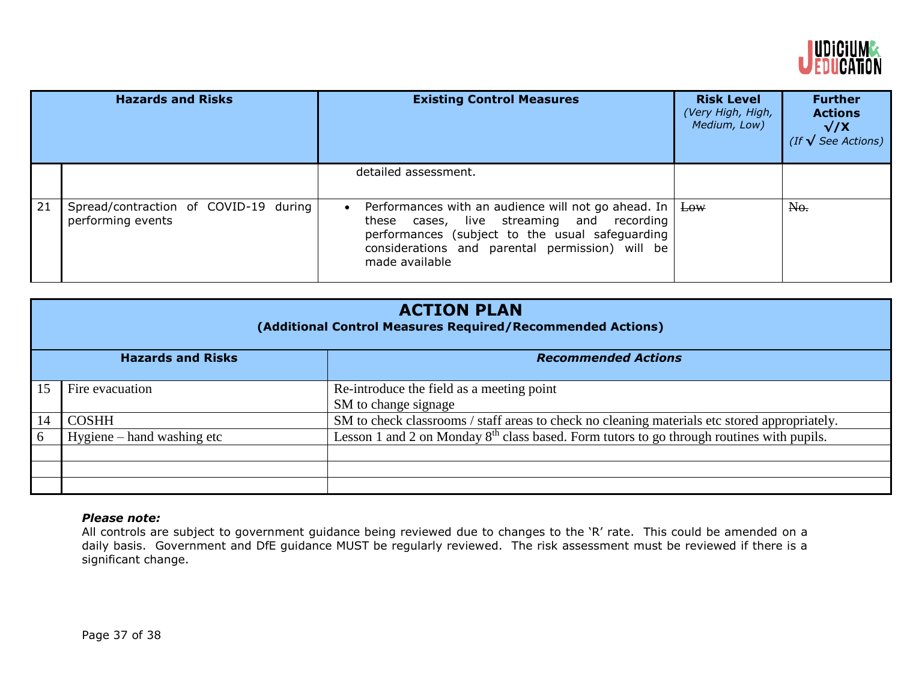| | Hazards and Risks | Existing Control Measures | Risk Level (Very High, High, Medium, Low) | Further Actions √/X (If √ See Actions) |
|---|---|---|---|---|
| | | detailed assessment. | | |
| 21 | Spread/contraction of COVID-19 during performing events | • Performances with an audience will not go ahead. In these cases, live streaming and recording performances (subject to the usual safeguarding considerations and parental permission) will be made available | ~~Low~~ | ~~No.~~ |

## ACTION PLAN

**(Additional Control Measures Required/Recommended Actions)**

| | Hazards and Risks | *Recommended Actions* |
|---|---|---|
| 15 | Fire evacuation | Re-introduce the field as a meeting point<br>SM to change signage |
| 14 | COSHH | SM to check classrooms / staff areas to check no cleaning materials etc stored appropriately. |
| 6 | Hygiene – hand washing etc | Lesson 1 and 2 on Monday 8th class based. Form tutors to go through routines with pupils. |
| | | |
| | | |
| | | |

***Please note:***
All controls are subject to government guidance being reviewed due to changes to the 'R' rate. This could be amended on a daily basis. Government and DfE guidance MUST be regularly reviewed. The risk assessment must be reviewed if there is a significant change.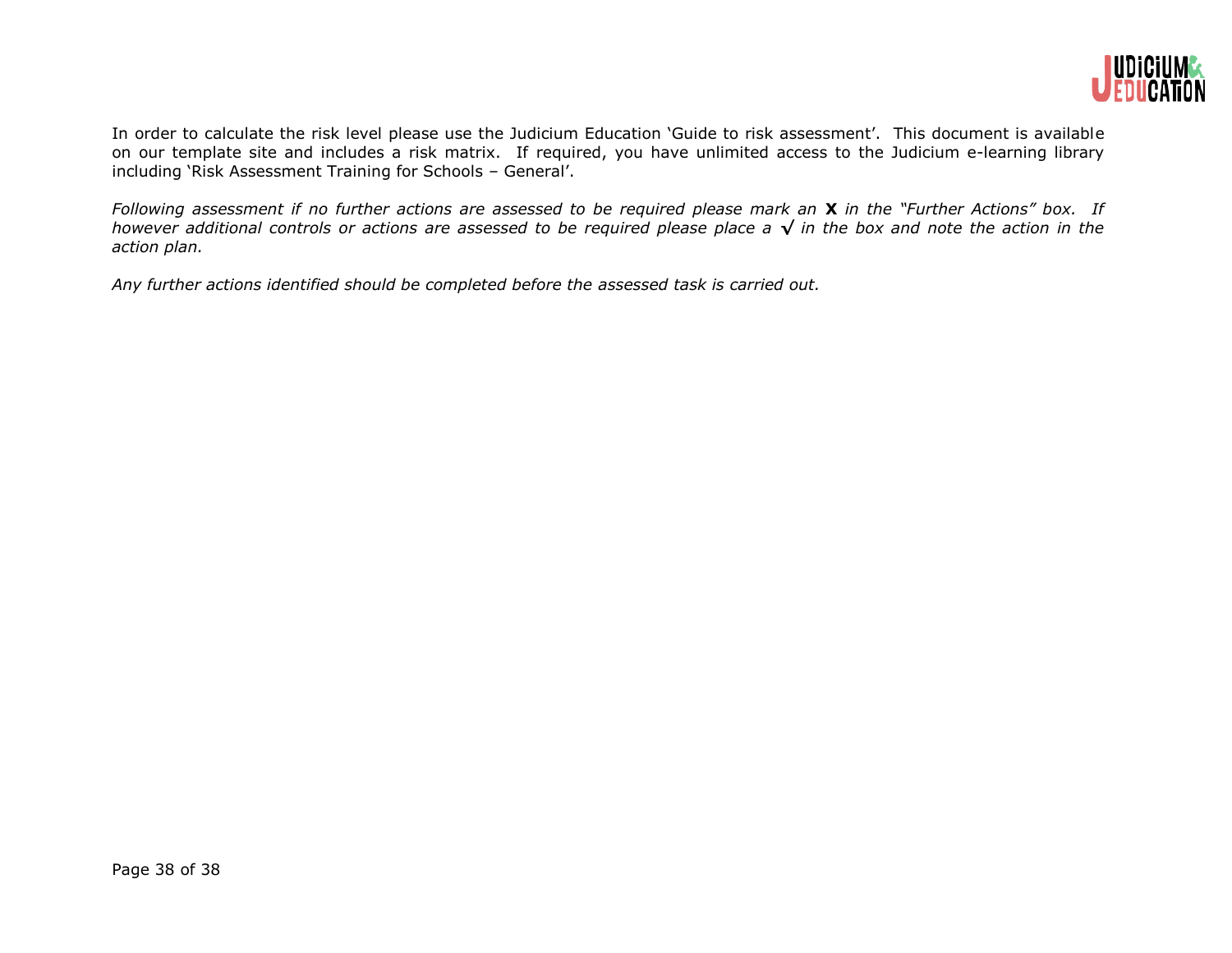In order to calculate the risk level please use the Judicium Education 'Guide to risk assessment'. This document is available on our template site and includes a risk matrix. If required, you have unlimited access to the Judicium e-learning library including 'Risk Assessment Training for Schools – General'.

*Following assessment if no further actions are assessed to be required please mark an* **X** *in the "Further Actions" box. If however additional controls or actions are assessed to be required please place a* **√** *in the box and note the action in the action plan.*

*Any further actions identified should be completed before the assessed task is carried out.*